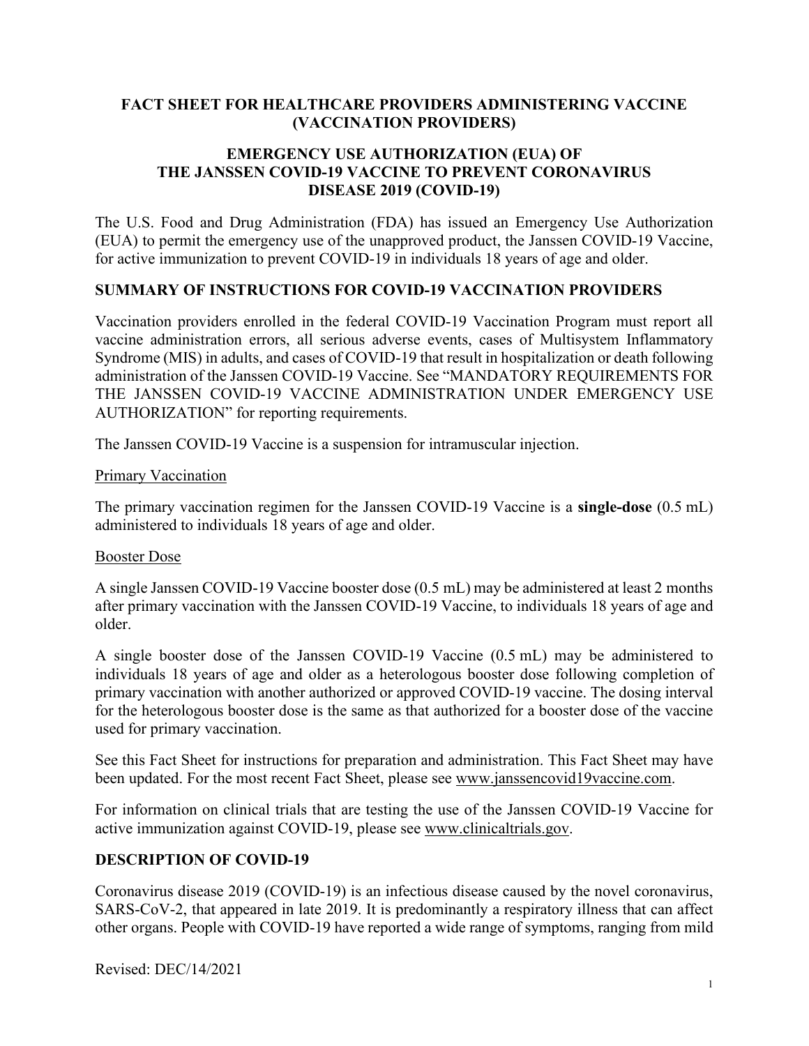# FACT SHEET FOR HEALTHCARE PROVIDERS ADMINISTERING VACCINE (VACCINATION PROVIDERS)

## EMERGENCY USE AUTHORIZATION (EUA) OF THE JANSSEN COVID-19 VACCINE TO PREVENT CORONAVIRUS DISEASE 2019 (COVID-19)

The U.S. Food and Drug Administration (FDA) has issued an Emergency Use Authorization (EUA) to permit the emergency use of the unapproved product, the Janssen COVID-19 Vaccine, for active immunization to prevent COVID-19 in individuals 18 years of age and older.

## SUMMARY OF INSTRUCTIONS FOR COVID-19 VACCINATION PROVIDERS

Vaccination providers enrolled in the federal COVID-19 Vaccination Program must report all vaccine administration errors, all serious adverse events, cases of Multisystem Inflammatory Syndrome (MIS) in adults, and cases of COVID-19 that result in hospitalization or death following administration of the Janssen COVID-19 Vaccine. See "MANDATORY REQUIREMENTS FOR THE JANSSEN COVID-19 VACCINE ADMINISTRATION UNDER EMERGENCY USE AUTHORIZATION" for reporting requirements.

The Janssen COVID-19 Vaccine is a suspension for intramuscular injection.

### Primary Vaccination

The primary vaccination regimen for the Janssen COVID-19 Vaccine is a **single-dose** (0.5 mL) administered to individuals 18 years of age and older.

### Booster Dose

A single Janssen COVID-19 Vaccine booster dose (0.5 mL) may be administered at least 2 months after primary vaccination with the Janssen COVID-19 Vaccine, to individuals 18 years of age and older.

A single booster dose of the Janssen COVID-19 Vaccine (0.5 mL) may be administered to individuals 18 years of age and older as a heterologous booster dose following completion of primary vaccination with another authorized or approved COVID-19 vaccine. The dosing interval for the heterologous booster dose is the same as that authorized for a booster dose of the vaccine used for primary vaccination.

See this Fact Sheet for instructions for preparation and administration. This Fact Sheet may have been updated. For the most recent Fact Sheet, please see www.janssencovid19vaccine.com.

For information on clinical trials that are testing the use of the Janssen COVID-19 Vaccine for active immunization against COVID-19, please see www.clinicaltrials.gov.

## DESCRIPTION OF COVID-19

Coronavirus disease 2019 (COVID-19) is an infectious disease caused by the novel coronavirus, SARS-CoV-2, that appeared in late 2019. It is predominantly a respiratory illness that can affect other organs. People with COVID-19 have reported a wide range of symptoms, ranging from mild

Revised: DEC/14/2021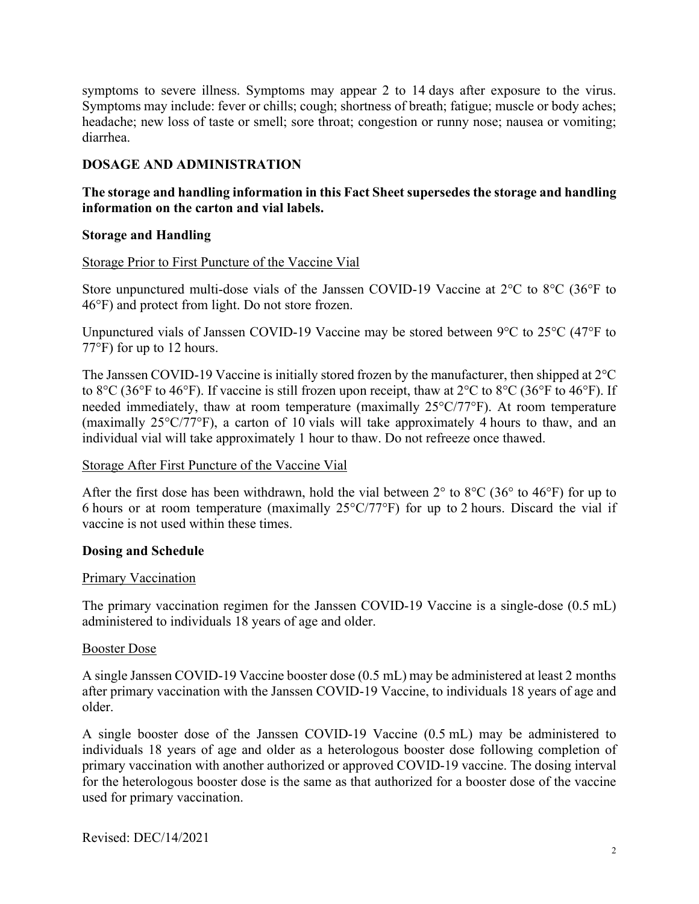symptoms to severe illness. Symptoms may appear 2 to 14 days after exposure to the virus. Symptoms may include: fever or chills; cough; shortness of breath; fatigue; muscle or body aches; headache; new loss of taste or smell; sore throat; congestion or runny nose; nausea or vomiting; diarrhea.

## DOSAGE AND ADMINISTRATION

**The storage and handling information in this Fact Sheet supersedes the storage and handling information on the carton and vial labels.**

### Storage and Handling

<u>Storage Prior to First Puncture of the Vaccine Vial</u>

Store unpunctured multi-dose vials of the Janssen COVID-19 Vaccine at 2°C to 8°C (36°F to 46°F) and protect from light. Do not store frozen.

Unpunctured vials of Janssen COVID-19 Vaccine may be stored between 9°C to 25°C (47°F to 77°F) for up to 12 hours.

The Janssen COVID-19 Vaccine is initially stored frozen by the manufacturer, then shipped at 2°C to 8°C (36°F to 46°F). If vaccine is still frozen upon receipt, thaw at 2°C to 8°C (36°F to 46°F). If needed immediately, thaw at room temperature (maximally 25°C/77°F). At room temperature (maximally 25°C/77°F), a carton of 10 vials will take approximately 4 hours to thaw, and an individual vial will take approximately 1 hour to thaw. Do not refreeze once thawed.

<u>Storage After First Puncture of the Vaccine Vial</u>

After the first dose has been withdrawn, hold the vial between 2° to 8°C (36° to 46°F) for up to 6 hours or at room temperature (maximally 25°C/77°F) for up to 2 hours. Discard the vial if vaccine is not used within these times.

### Dosing and Schedule

<u>Primary Vaccination</u>

The primary vaccination regimen for the Janssen COVID-19 Vaccine is a single-dose (0.5 mL) administered to individuals 18 years of age and older.

<u>Booster Dose</u>

A single Janssen COVID-19 Vaccine booster dose (0.5 mL) may be administered at least 2 months after primary vaccination with the Janssen COVID-19 Vaccine, to individuals 18 years of age and older.

A single booster dose of the Janssen COVID-19 Vaccine (0.5 mL) may be administered to individuals 18 years of age and older as a heterologous booster dose following completion of primary vaccination with another authorized or approved COVID-19 vaccine. The dosing interval for the heterologous booster dose is the same as that authorized for a booster dose of the vaccine used for primary vaccination.

Revised: DEC/14/2021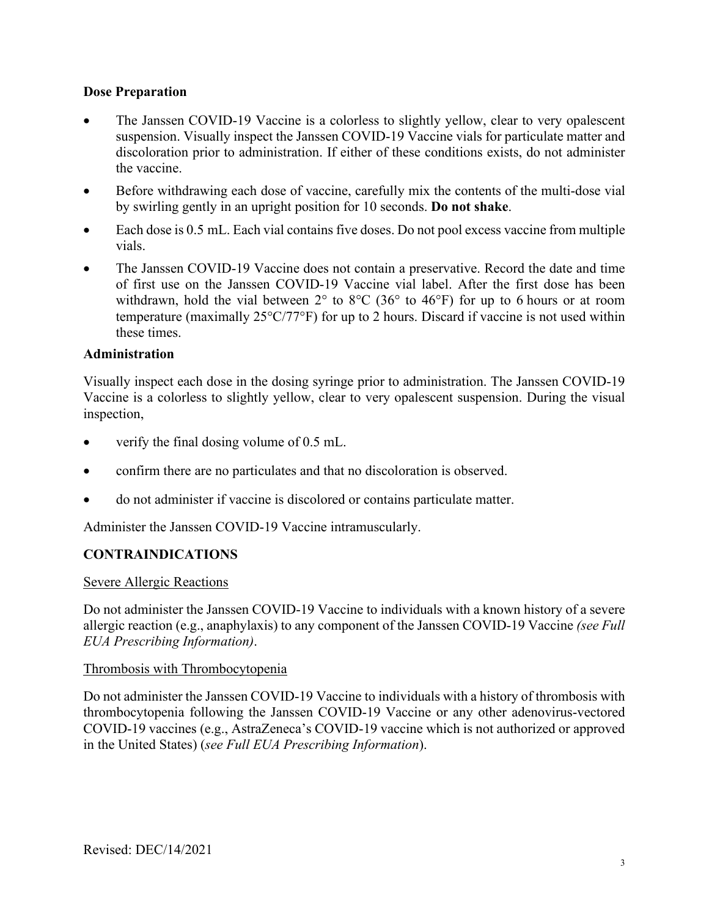**Dose Preparation**

- The Janssen COVID-19 Vaccine is a colorless to slightly yellow, clear to very opalescent suspension. Visually inspect the Janssen COVID-19 Vaccine vials for particulate matter and discoloration prior to administration. If either of these conditions exists, do not administer the vaccine.
- Before withdrawing each dose of vaccine, carefully mix the contents of the multi-dose vial by swirling gently in an upright position for 10 seconds. **Do not shake**.
- Each dose is 0.5 mL. Each vial contains five doses. Do not pool excess vaccine from multiple vials.
- The Janssen COVID-19 Vaccine does not contain a preservative. Record the date and time of first use on the Janssen COVID-19 Vaccine vial label. After the first dose has been withdrawn, hold the vial between 2° to 8°C (36° to 46°F) for up to 6 hours or at room temperature (maximally 25°C/77°F) for up to 2 hours. Discard if vaccine is not used within these times.

**Administration**

Visually inspect each dose in the dosing syringe prior to administration. The Janssen COVID-19 Vaccine is a colorless to slightly yellow, clear to very opalescent suspension. During the visual inspection,

- verify the final dosing volume of 0.5 mL.
- confirm there are no particulates and that no discoloration is observed.
- do not administer if vaccine is discolored or contains particulate matter.

Administer the Janssen COVID-19 Vaccine intramuscularly.

## CONTRAINDICATIONS

Severe Allergic Reactions

Do not administer the Janssen COVID-19 Vaccine to individuals with a known history of a severe allergic reaction (e.g., anaphylaxis) to any component of the Janssen COVID-19 Vaccine *(see Full EUA Prescribing Information)*.

Thrombosis with Thrombocytopenia

Do not administer the Janssen COVID-19 Vaccine to individuals with a history of thrombosis with thrombocytopenia following the Janssen COVID-19 Vaccine or any other adenovirus-vectored COVID-19 vaccines (e.g., AstraZeneca's COVID-19 vaccine which is not authorized or approved in the United States) (*see Full EUA Prescribing Information*).

Revised: DEC/14/2021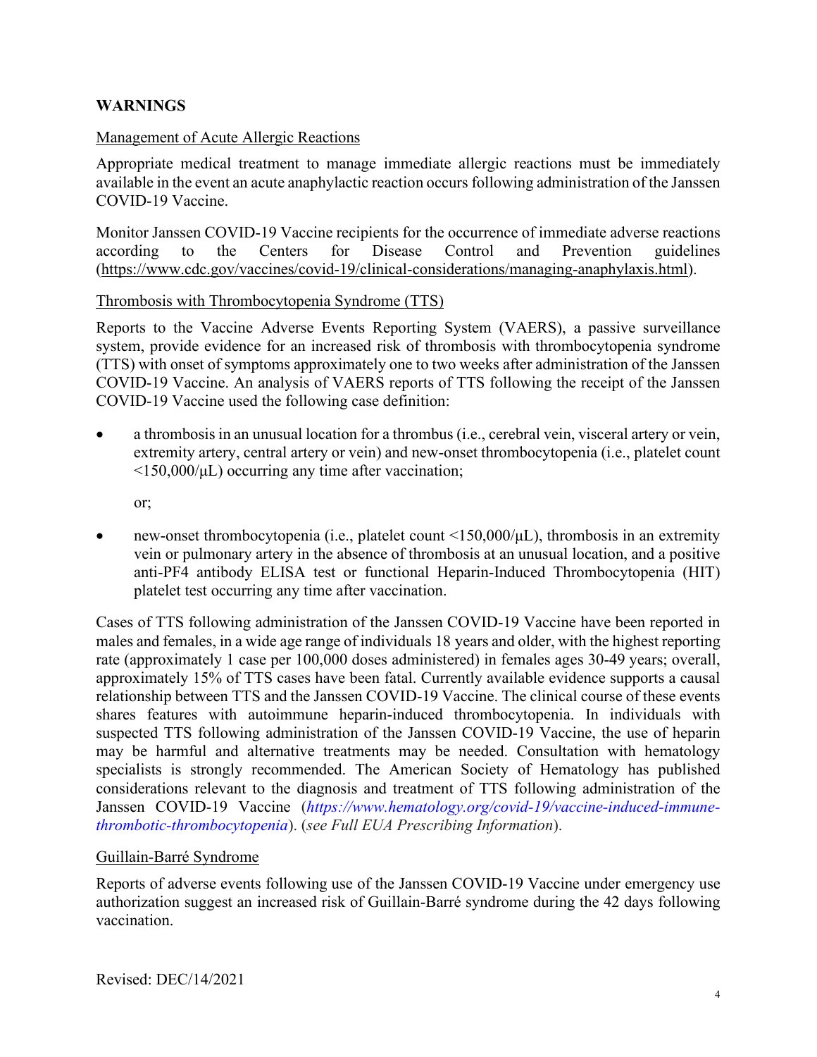## WARNINGS

Management of Acute Allergic Reactions

Appropriate medical treatment to manage immediate allergic reactions must be immediately available in the event an acute anaphylactic reaction occurs following administration of the Janssen COVID-19 Vaccine.

Monitor Janssen COVID-19 Vaccine recipients for the occurrence of immediate adverse reactions according to the Centers for Disease Control and Prevention guidelines (https://www.cdc.gov/vaccines/covid-19/clinical-considerations/managing-anaphylaxis.html).

Thrombosis with Thrombocytopenia Syndrome (TTS)

Reports to the Vaccine Adverse Events Reporting System (VAERS), a passive surveillance system, provide evidence for an increased risk of thrombosis with thrombocytopenia syndrome (TTS) with onset of symptoms approximately one to two weeks after administration of the Janssen COVID-19 Vaccine. An analysis of VAERS reports of TTS following the receipt of the Janssen COVID-19 Vaccine used the following case definition:

- a thrombosis in an unusual location for a thrombus (i.e., cerebral vein, visceral artery or vein, extremity artery, central artery or vein) and new-onset thrombocytopenia (i.e., platelet count <150,000/μL) occurring any time after vaccination;

  or;

- new-onset thrombocytopenia (i.e., platelet count <150,000/μL), thrombosis in an extremity vein or pulmonary artery in the absence of thrombosis at an unusual location, and a positive anti-PF4 antibody ELISA test or functional Heparin-Induced Thrombocytopenia (HIT) platelet test occurring any time after vaccination.

Cases of TTS following administration of the Janssen COVID-19 Vaccine have been reported in males and females, in a wide age range of individuals 18 years and older, with the highest reporting rate (approximately 1 case per 100,000 doses administered) in females ages 30-49 years; overall, approximately 15% of TTS cases have been fatal. Currently available evidence supports a causal relationship between TTS and the Janssen COVID-19 Vaccine. The clinical course of these events shares features with autoimmune heparin-induced thrombocytopenia. In individuals with suspected TTS following administration of the Janssen COVID-19 Vaccine, the use of heparin may be harmful and alternative treatments may be needed. Consultation with hematology specialists is strongly recommended. The American Society of Hematology has published considerations relevant to the diagnosis and treatment of TTS following administration of the Janssen COVID-19 Vaccine (*https://www.hematology.org/covid-19/vaccine-induced-immune-thrombotic-thrombocytopenia*). (*see Full EUA Prescribing Information*).

Guillain-Barré Syndrome

Reports of adverse events following use of the Janssen COVID-19 Vaccine under emergency use authorization suggest an increased risk of Guillain-Barré syndrome during the 42 days following vaccination.

Revised: DEC/14/2021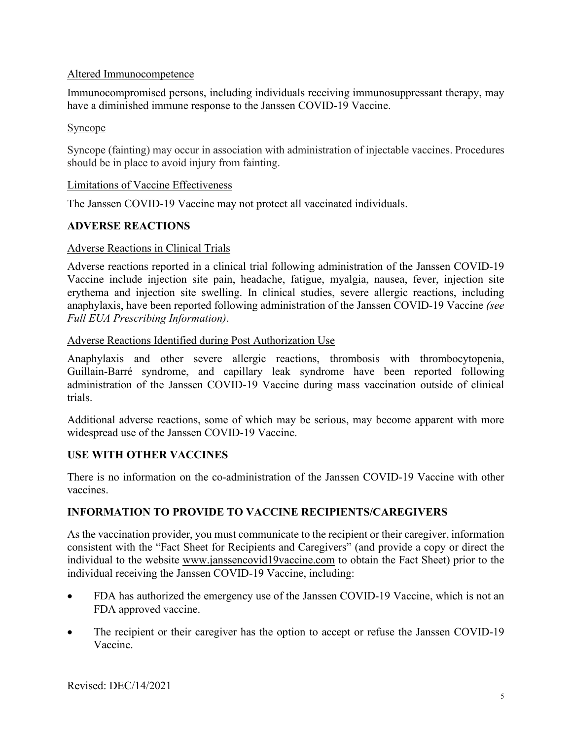Altered Immunocompetence

Immunocompromised persons, including individuals receiving immunosuppressant therapy, may have a diminished immune response to the Janssen COVID-19 Vaccine.

Syncope

Syncope (fainting) may occur in association with administration of injectable vaccines. Procedures should be in place to avoid injury from fainting.

Limitations of Vaccine Effectiveness

The Janssen COVID-19 Vaccine may not protect all vaccinated individuals.

## ADVERSE REACTIONS

Adverse Reactions in Clinical Trials

Adverse reactions reported in a clinical trial following administration of the Janssen COVID-19 Vaccine include injection site pain, headache, fatigue, myalgia, nausea, fever, injection site erythema and injection site swelling. In clinical studies, severe allergic reactions, including anaphylaxis, have been reported following administration of the Janssen COVID-19 Vaccine *(see Full EUA Prescribing Information)*.

Adverse Reactions Identified during Post Authorization Use

Anaphylaxis and other severe allergic reactions, thrombosis with thrombocytopenia, Guillain-Barré syndrome, and capillary leak syndrome have been reported following administration of the Janssen COVID-19 Vaccine during mass vaccination outside of clinical trials.

Additional adverse reactions, some of which may be serious, may become apparent with more widespread use of the Janssen COVID-19 Vaccine.

## USE WITH OTHER VACCINES

There is no information on the co-administration of the Janssen COVID-19 Vaccine with other vaccines.

## INFORMATION TO PROVIDE TO VACCINE RECIPIENTS/CAREGIVERS

As the vaccination provider, you must communicate to the recipient or their caregiver, information consistent with the "Fact Sheet for Recipients and Caregivers" (and provide a copy or direct the individual to the website www.janssencovid19vaccine.com to obtain the Fact Sheet) prior to the individual receiving the Janssen COVID-19 Vaccine, including:

- FDA has authorized the emergency use of the Janssen COVID-19 Vaccine, which is not an FDA approved vaccine.
- The recipient or their caregiver has the option to accept or refuse the Janssen COVID-19 Vaccine.

Revised: DEC/14/2021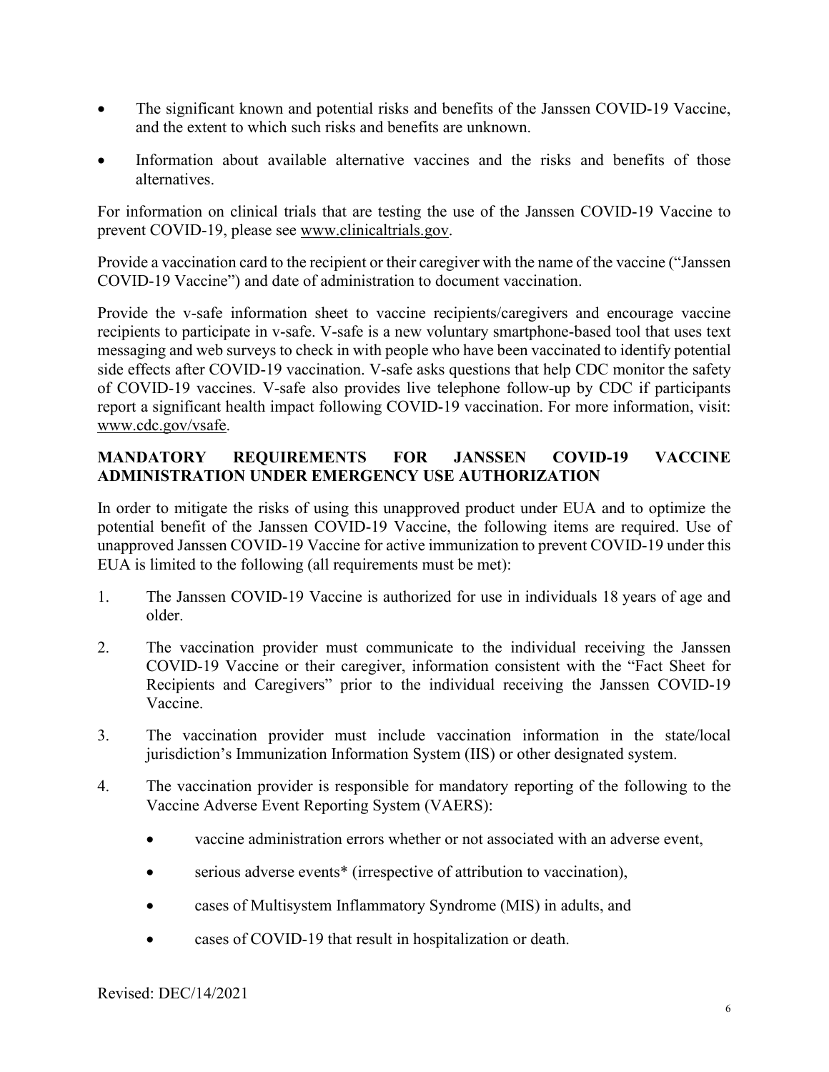- The significant known and potential risks and benefits of the Janssen COVID-19 Vaccine, and the extent to which such risks and benefits are unknown.
- Information about available alternative vaccines and the risks and benefits of those alternatives.

For information on clinical trials that are testing the use of the Janssen COVID-19 Vaccine to prevent COVID-19, please see www.clinicaltrials.gov.

Provide a vaccination card to the recipient or their caregiver with the name of the vaccine ("Janssen COVID-19 Vaccine") and date of administration to document vaccination.

Provide the v-safe information sheet to vaccine recipients/caregivers and encourage vaccine recipients to participate in v-safe. V-safe is a new voluntary smartphone-based tool that uses text messaging and web surveys to check in with people who have been vaccinated to identify potential side effects after COVID-19 vaccination. V-safe asks questions that help CDC monitor the safety of COVID-19 vaccines. V-safe also provides live telephone follow-up by CDC if participants report a significant health impact following COVID-19 vaccination. For more information, visit: www.cdc.gov/vsafe.

## MANDATORY REQUIREMENTS FOR JANSSEN COVID-19 VACCINE ADMINISTRATION UNDER EMERGENCY USE AUTHORIZATION

In order to mitigate the risks of using this unapproved product under EUA and to optimize the potential benefit of the Janssen COVID-19 Vaccine, the following items are required. Use of unapproved Janssen COVID-19 Vaccine for active immunization to prevent COVID-19 under this EUA is limited to the following (all requirements must be met):

1. The Janssen COVID-19 Vaccine is authorized for use in individuals 18 years of age and older.
2. The vaccination provider must communicate to the individual receiving the Janssen COVID-19 Vaccine or their caregiver, information consistent with the "Fact Sheet for Recipients and Caregivers" prior to the individual receiving the Janssen COVID-19 Vaccine.
3. The vaccination provider must include vaccination information in the state/local jurisdiction's Immunization Information System (IIS) or other designated system.
4. The vaccination provider is responsible for mandatory reporting of the following to the Vaccine Adverse Event Reporting System (VAERS):
   - vaccine administration errors whether or not associated with an adverse event,
   - serious adverse events* (irrespective of attribution to vaccination),
   - cases of Multisystem Inflammatory Syndrome (MIS) in adults, and
   - cases of COVID-19 that result in hospitalization or death.

Revised: DEC/14/2021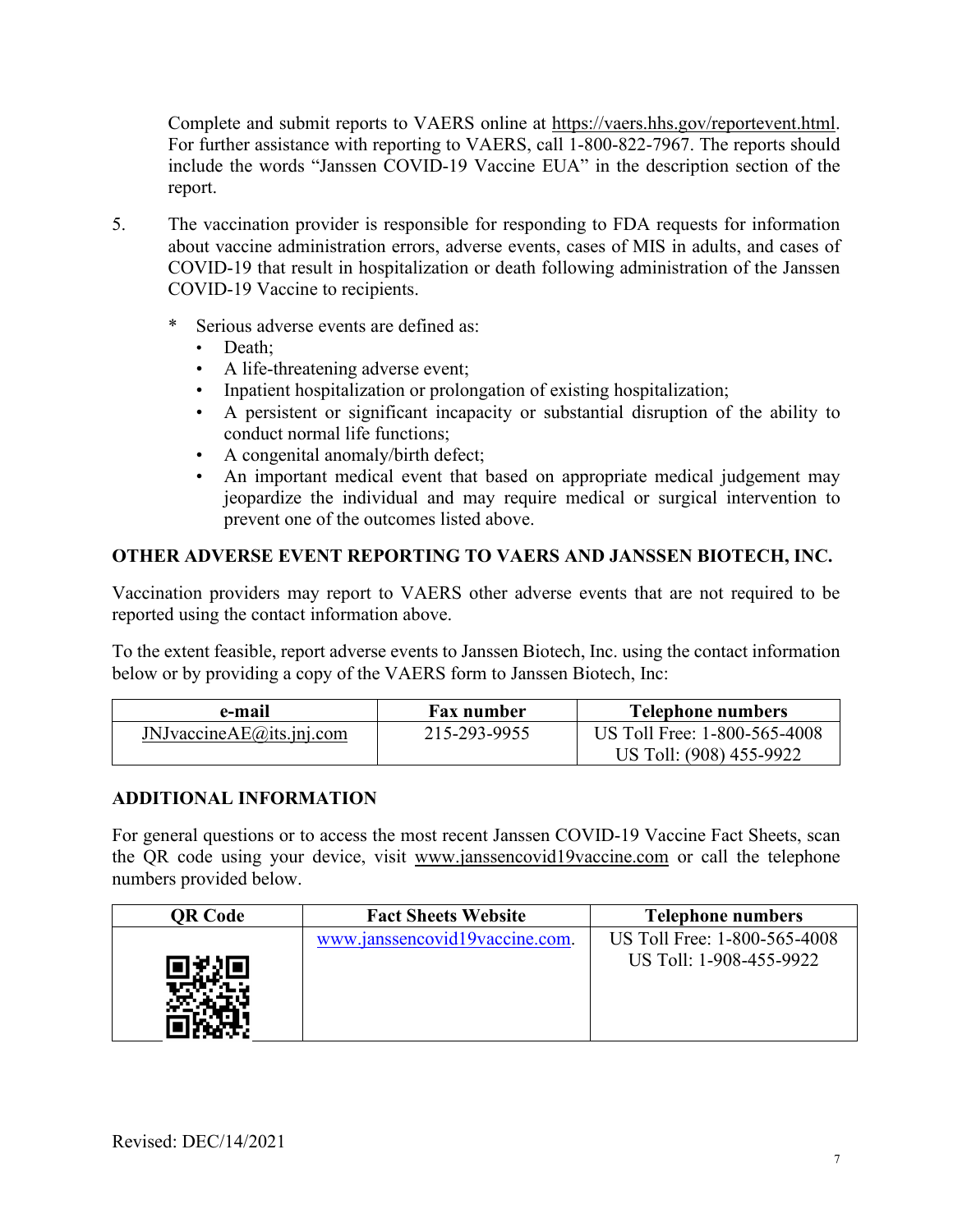Complete and submit reports to VAERS online at https://vaers.hhs.gov/reportevent.html. For further assistance with reporting to VAERS, call 1-800-822-7967. The reports should include the words "Janssen COVID-19 Vaccine EUA" in the description section of the report.

5. The vaccination provider is responsible for responding to FDA requests for information about vaccine administration errors, adverse events, cases of MIS in adults, and cases of COVID-19 that result in hospitalization or death following administration of the Janssen COVID-19 Vaccine to recipients.

   \* Serious adverse events are defined as:
   - Death;
   - A life-threatening adverse event;
   - Inpatient hospitalization or prolongation of existing hospitalization;
   - A persistent or significant incapacity or substantial disruption of the ability to conduct normal life functions;
   - A congenital anomaly/birth defect;
   - An important medical event that based on appropriate medical judgement may jeopardize the individual and may require medical or surgical intervention to prevent one of the outcomes listed above.

**OTHER ADVERSE EVENT REPORTING TO VAERS AND JANSSEN BIOTECH, INC.**

Vaccination providers may report to VAERS other adverse events that are not required to be reported using the contact information above.

To the extent feasible, report adverse events to Janssen Biotech, Inc. using the contact information below or by providing a copy of the VAERS form to Janssen Biotech, Inc:

| e-mail | Fax number | Telephone numbers |
|---|---|---|
| JNJvaccineAE@its.jnj.com | 215-293-9955 | US Toll Free: 1-800-565-4008<br>US Toll: (908) 455-9922 |

**ADDITIONAL INFORMATION**

For general questions or to access the most recent Janssen COVID-19 Vaccine Fact Sheets, scan the QR code using your device, visit www.janssencovid19vaccine.com or call the telephone numbers provided below.

| QR Code | Fact Sheets Website | Telephone numbers |
|---|---|---|
| | www.janssencovid19vaccine.com. | US Toll Free: 1-800-565-4008<br>US Toll: 1-908-455-9922 |

Revised: DEC/14/2021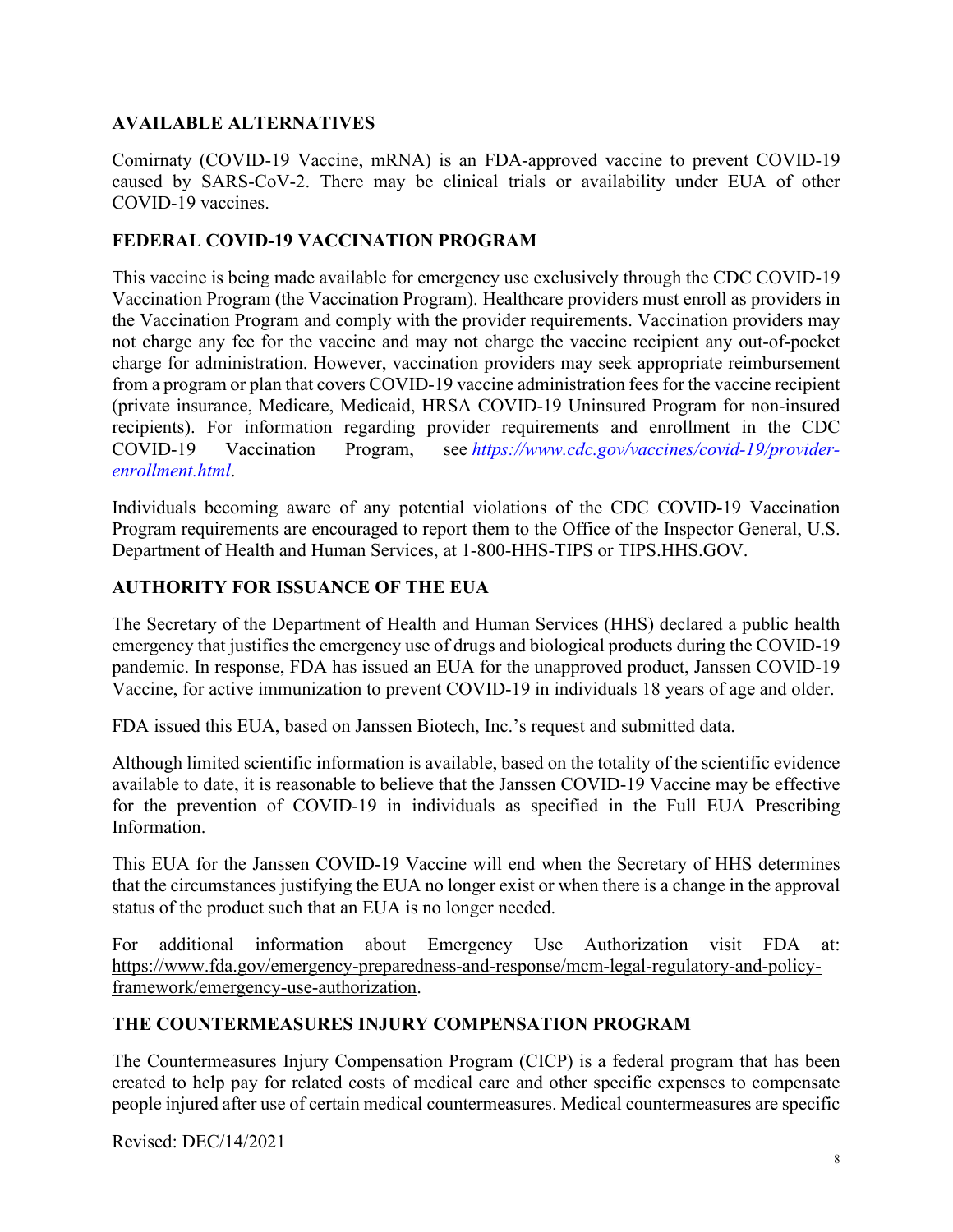## AVAILABLE ALTERNATIVES

Comirnaty (COVID-19 Vaccine, mRNA) is an FDA-approved vaccine to prevent COVID-19 caused by SARS-CoV-2. There may be clinical trials or availability under EUA of other COVID-19 vaccines.

## FEDERAL COVID-19 VACCINATION PROGRAM

This vaccine is being made available for emergency use exclusively through the CDC COVID-19 Vaccination Program (the Vaccination Program). Healthcare providers must enroll as providers in the Vaccination Program and comply with the provider requirements. Vaccination providers may not charge any fee for the vaccine and may not charge the vaccine recipient any out-of-pocket charge for administration. However, vaccination providers may seek appropriate reimbursement from a program or plan that covers COVID-19 vaccine administration fees for the vaccine recipient (private insurance, Medicare, Medicaid, HRSA COVID-19 Uninsured Program for non-insured recipients). For information regarding provider requirements and enrollment in the CDC COVID-19 Vaccination Program, see *https://www.cdc.gov/vaccines/covid-19/provider-enrollment.html*.

Individuals becoming aware of any potential violations of the CDC COVID-19 Vaccination Program requirements are encouraged to report them to the Office of the Inspector General, U.S. Department of Health and Human Services, at 1-800-HHS-TIPS or TIPS.HHS.GOV.

## AUTHORITY FOR ISSUANCE OF THE EUA

The Secretary of the Department of Health and Human Services (HHS) declared a public health emergency that justifies the emergency use of drugs and biological products during the COVID-19 pandemic. In response, FDA has issued an EUA for the unapproved product, Janssen COVID-19 Vaccine, for active immunization to prevent COVID-19 in individuals 18 years of age and older.

FDA issued this EUA, based on Janssen Biotech, Inc.'s request and submitted data.

Although limited scientific information is available, based on the totality of the scientific evidence available to date, it is reasonable to believe that the Janssen COVID-19 Vaccine may be effective for the prevention of COVID-19 in individuals as specified in the Full EUA Prescribing Information.

This EUA for the Janssen COVID-19 Vaccine will end when the Secretary of HHS determines that the circumstances justifying the EUA no longer exist or when there is a change in the approval status of the product such that an EUA is no longer needed.

For additional information about Emergency Use Authorization visit FDA at: https://www.fda.gov/emergency-preparedness-and-response/mcm-legal-regulatory-and-policy-framework/emergency-use-authorization.

## THE COUNTERMEASURES INJURY COMPENSATION PROGRAM

The Countermeasures Injury Compensation Program (CICP) is a federal program that has been created to help pay for related costs of medical care and other specific expenses to compensate people injured after use of certain medical countermeasures. Medical countermeasures are specific

Revised: DEC/14/2021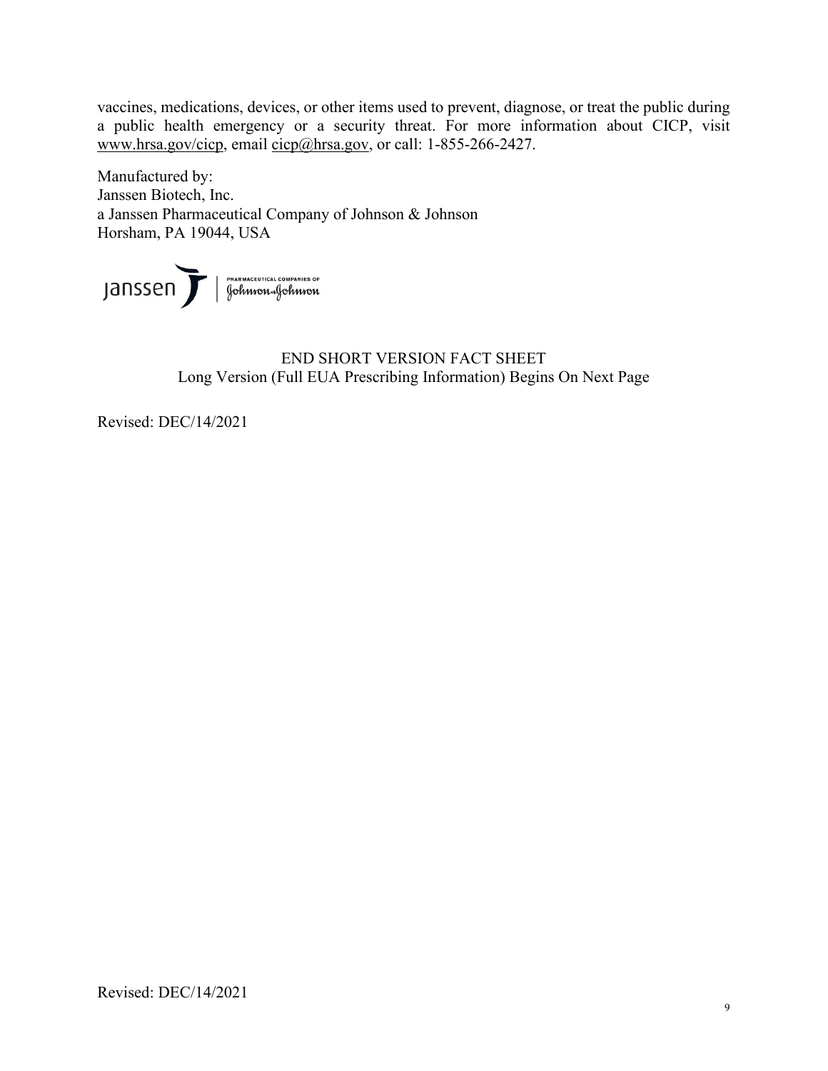vaccines, medications, devices, or other items used to prevent, diagnose, or treat the public during a public health emergency or a security threat. For more information about CICP, visit www.hrsa.gov/cicp, email cicp@hrsa.gov, or call: 1-855-266-2427.

Manufactured by:
Janssen Biotech, Inc.
a Janssen Pharmaceutical Company of Johnson & Johnson
Horsham, PA 19044, USA

END SHORT VERSION FACT SHEET
Long Version (Full EUA Prescribing Information) Begins On Next Page

Revised: DEC/14/2021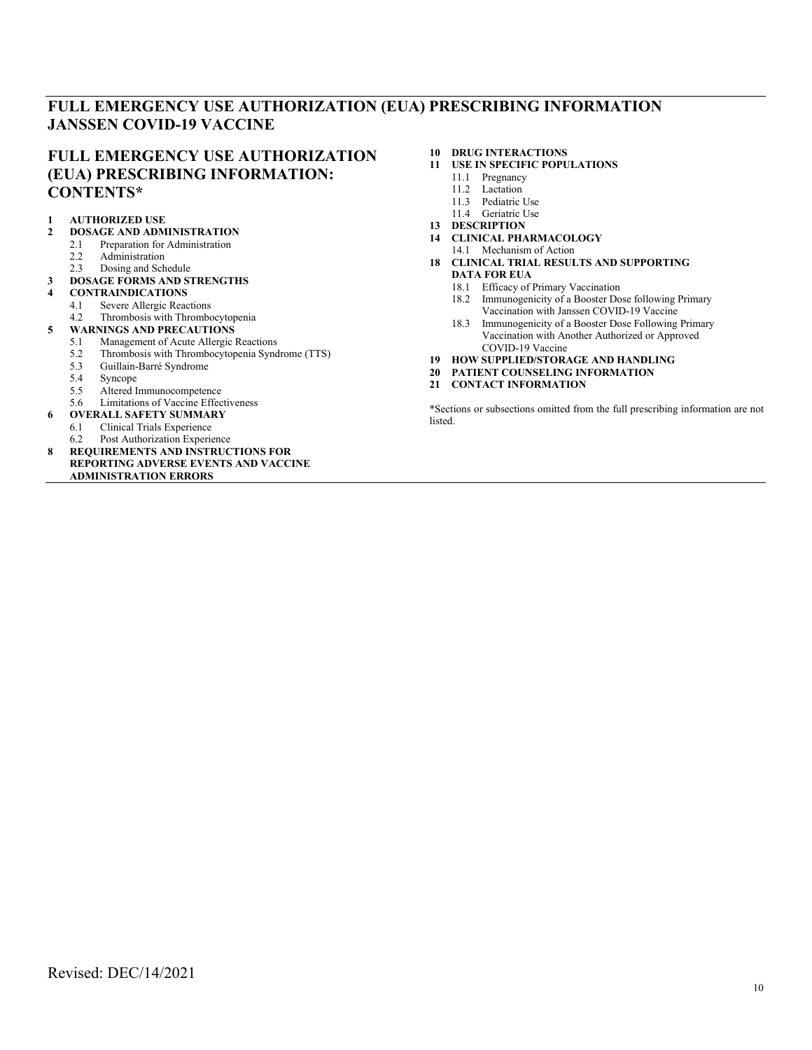# FULL EMERGENCY USE AUTHORIZATION (EUA) PRESCRIBING INFORMATION JANSSEN COVID-19 VACCINE

## FULL EMERGENCY USE AUTHORIZATION (EUA) PRESCRIBING INFORMATION: CONTENTS*

**1 AUTHORIZED USE**

**2 DOSAGE AND ADMINISTRATION**
- 2.1 Preparation for Administration
- 2.2 Administration
- 2.3 Dosing and Schedule

**3 DOSAGE FORMS AND STRENGTHS**

**4 CONTRAINDICATIONS**
- 4.1 Severe Allergic Reactions
- 4.2 Thrombosis with Thrombocytopenia

**5 WARNINGS AND PRECAUTIONS**
- 5.1 Management of Acute Allergic Reactions
- 5.2 Thrombosis with Thrombocytopenia Syndrome (TTS)
- 5.3 Guillain-Barré Syndrome
- 5.4 Syncope
- 5.5 Altered Immunocompetence
- 5.6 Limitations of Vaccine Effectiveness

**6 OVERALL SAFETY SUMMARY**
- 6.1 Clinical Trials Experience
- 6.2 Post Authorization Experience

**8 REQUIREMENTS AND INSTRUCTIONS FOR REPORTING ADVERSE EVENTS AND VACCINE ADMINISTRATION ERRORS**

**10 DRUG INTERACTIONS**

**11 USE IN SPECIFIC POPULATIONS**
- 11.1 Pregnancy
- 11.2 Lactation
- 11.3 Pediatric Use
- 11.4 Geriatric Use

**13 DESCRIPTION**

**14 CLINICAL PHARMACOLOGY**
- 14.1 Mechanism of Action

**18 CLINICAL TRIAL RESULTS AND SUPPORTING DATA FOR EUA**
- 18.1 Efficacy of Primary Vaccination
- 18.2 Immunogenicity of a Booster Dose following Primary Vaccination with Janssen COVID-19 Vaccine
- 18.3 Immunogenicity of a Booster Dose Following Primary Vaccination with Another Authorized or Approved COVID-19 Vaccine

**19 HOW SUPPLIED/STORAGE AND HANDLING**

**20 PATIENT COUNSELING INFORMATION**

**21 CONTACT INFORMATION**

*Sections or subsections omitted from the full prescribing information are not listed.

Revised: DEC/14/2021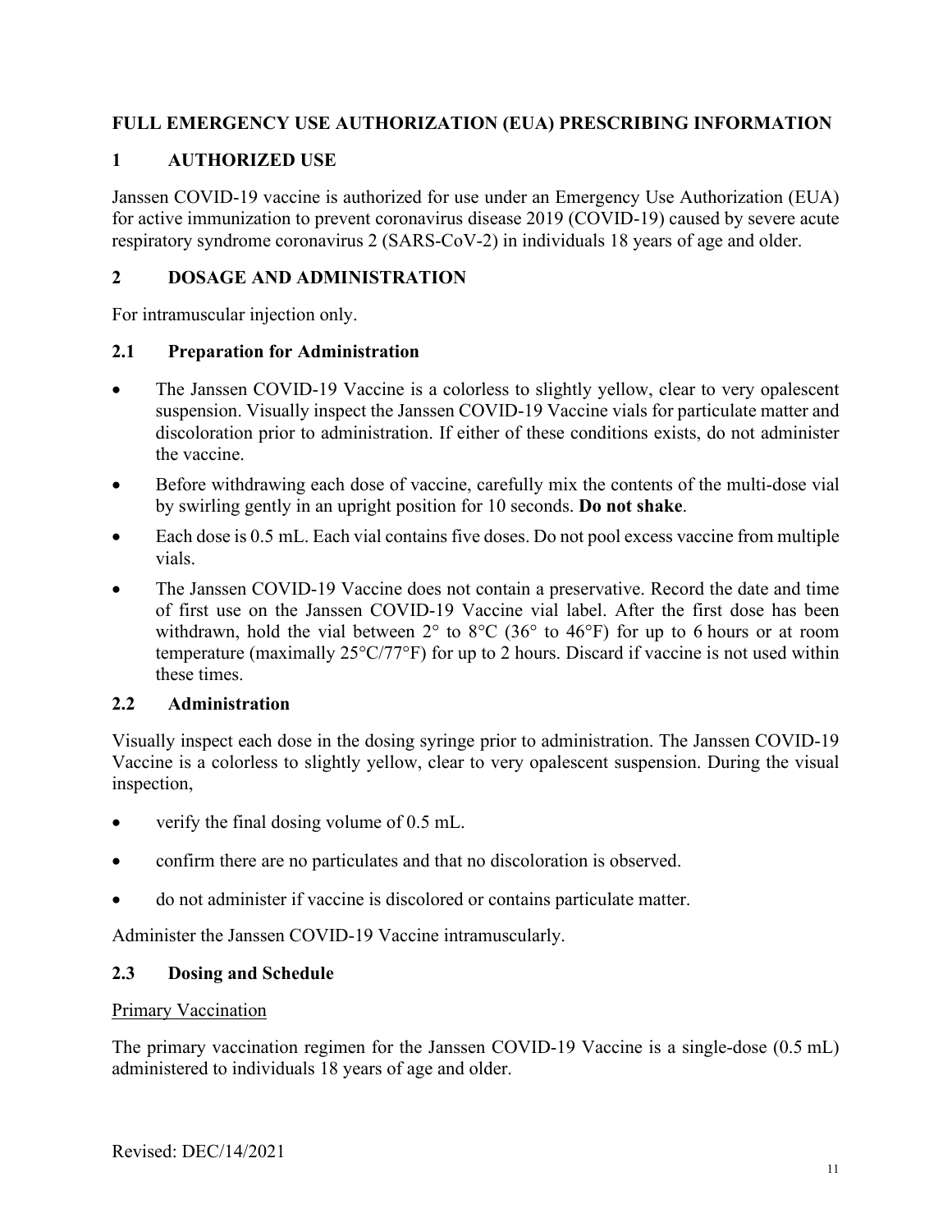## FULL EMERGENCY USE AUTHORIZATION (EUA) PRESCRIBING INFORMATION

## 1 AUTHORIZED USE

Janssen COVID-19 vaccine is authorized for use under an Emergency Use Authorization (EUA) for active immunization to prevent coronavirus disease 2019 (COVID-19) caused by severe acute respiratory syndrome coronavirus 2 (SARS-CoV-2) in individuals 18 years of age and older.

## 2 DOSAGE AND ADMINISTRATION

For intramuscular injection only.

### 2.1 Preparation for Administration

- The Janssen COVID-19 Vaccine is a colorless to slightly yellow, clear to very opalescent suspension. Visually inspect the Janssen COVID-19 Vaccine vials for particulate matter and discoloration prior to administration. If either of these conditions exists, do not administer the vaccine.
- Before withdrawing each dose of vaccine, carefully mix the contents of the multi-dose vial by swirling gently in an upright position for 10 seconds. **Do not shake**.
- Each dose is 0.5 mL. Each vial contains five doses. Do not pool excess vaccine from multiple vials.
- The Janssen COVID-19 Vaccine does not contain a preservative. Record the date and time of first use on the Janssen COVID-19 Vaccine vial label. After the first dose has been withdrawn, hold the vial between 2° to 8°C (36° to 46°F) for up to 6 hours or at room temperature (maximally 25°C/77°F) for up to 2 hours. Discard if vaccine is not used within these times.

### 2.2 Administration

Visually inspect each dose in the dosing syringe prior to administration. The Janssen COVID-19 Vaccine is a colorless to slightly yellow, clear to very opalescent suspension. During the visual inspection,

- verify the final dosing volume of 0.5 mL.
- confirm there are no particulates and that no discoloration is observed.
- do not administer if vaccine is discolored or contains particulate matter.

Administer the Janssen COVID-19 Vaccine intramuscularly.

### 2.3 Dosing and Schedule

<u>Primary Vaccination</u>

The primary vaccination regimen for the Janssen COVID-19 Vaccine is a single-dose (0.5 mL) administered to individuals 18 years of age and older.

Revised: DEC/14/2021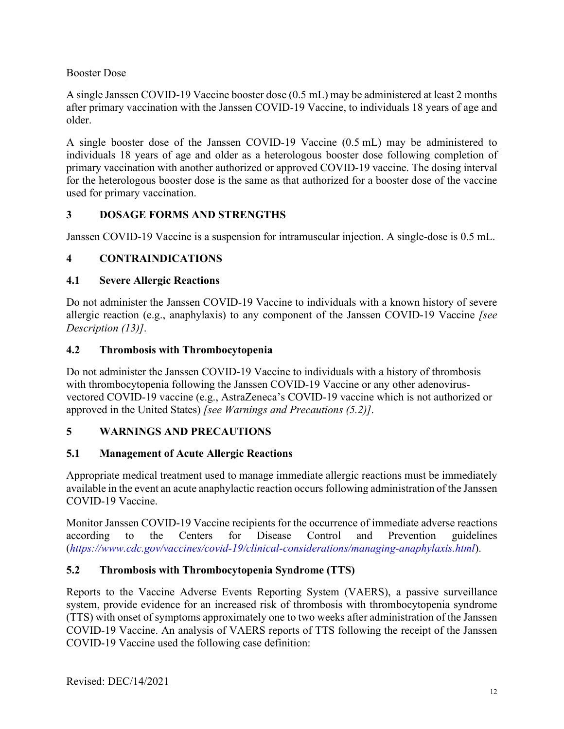Booster Dose

A single Janssen COVID-19 Vaccine booster dose (0.5 mL) may be administered at least 2 months after primary vaccination with the Janssen COVID-19 Vaccine, to individuals 18 years of age and older.

A single booster dose of the Janssen COVID-19 Vaccine (0.5 mL) may be administered to individuals 18 years of age and older as a heterologous booster dose following completion of primary vaccination with another authorized or approved COVID-19 vaccine. The dosing interval for the heterologous booster dose is the same as that authorized for a booster dose of the vaccine used for primary vaccination.

## 3 DOSAGE FORMS AND STRENGTHS

Janssen COVID-19 Vaccine is a suspension for intramuscular injection. A single-dose is 0.5 mL.

## 4 CONTRAINDICATIONS

### 4.1 Severe Allergic Reactions

Do not administer the Janssen COVID-19 Vaccine to individuals with a known history of severe allergic reaction (e.g., anaphylaxis) to any component of the Janssen COVID-19 Vaccine *[see Description (13)]*.

### 4.2 Thrombosis with Thrombocytopenia

Do not administer the Janssen COVID-19 Vaccine to individuals with a history of thrombosis with thrombocytopenia following the Janssen COVID-19 Vaccine or any other adenovirus-vectored COVID-19 vaccine (e.g., AstraZeneca's COVID-19 vaccine which is not authorized or approved in the United States) *[see Warnings and Precautions (5.2)]*.

## 5 WARNINGS AND PRECAUTIONS

### 5.1 Management of Acute Allergic Reactions

Appropriate medical treatment used to manage immediate allergic reactions must be immediately available in the event an acute anaphylactic reaction occurs following administration of the Janssen COVID-19 Vaccine.

Monitor Janssen COVID-19 Vaccine recipients for the occurrence of immediate adverse reactions according to the Centers for Disease Control and Prevention guidelines (*https://www.cdc.gov/vaccines/covid-19/clinical-considerations/managing-anaphylaxis.html*).

### 5.2 Thrombosis with Thrombocytopenia Syndrome (TTS)

Reports to the Vaccine Adverse Events Reporting System (VAERS), a passive surveillance system, provide evidence for an increased risk of thrombosis with thrombocytopenia syndrome (TTS) with onset of symptoms approximately one to two weeks after administration of the Janssen COVID-19 Vaccine. An analysis of VAERS reports of TTS following the receipt of the Janssen COVID-19 Vaccine used the following case definition:

Revised: DEC/14/2021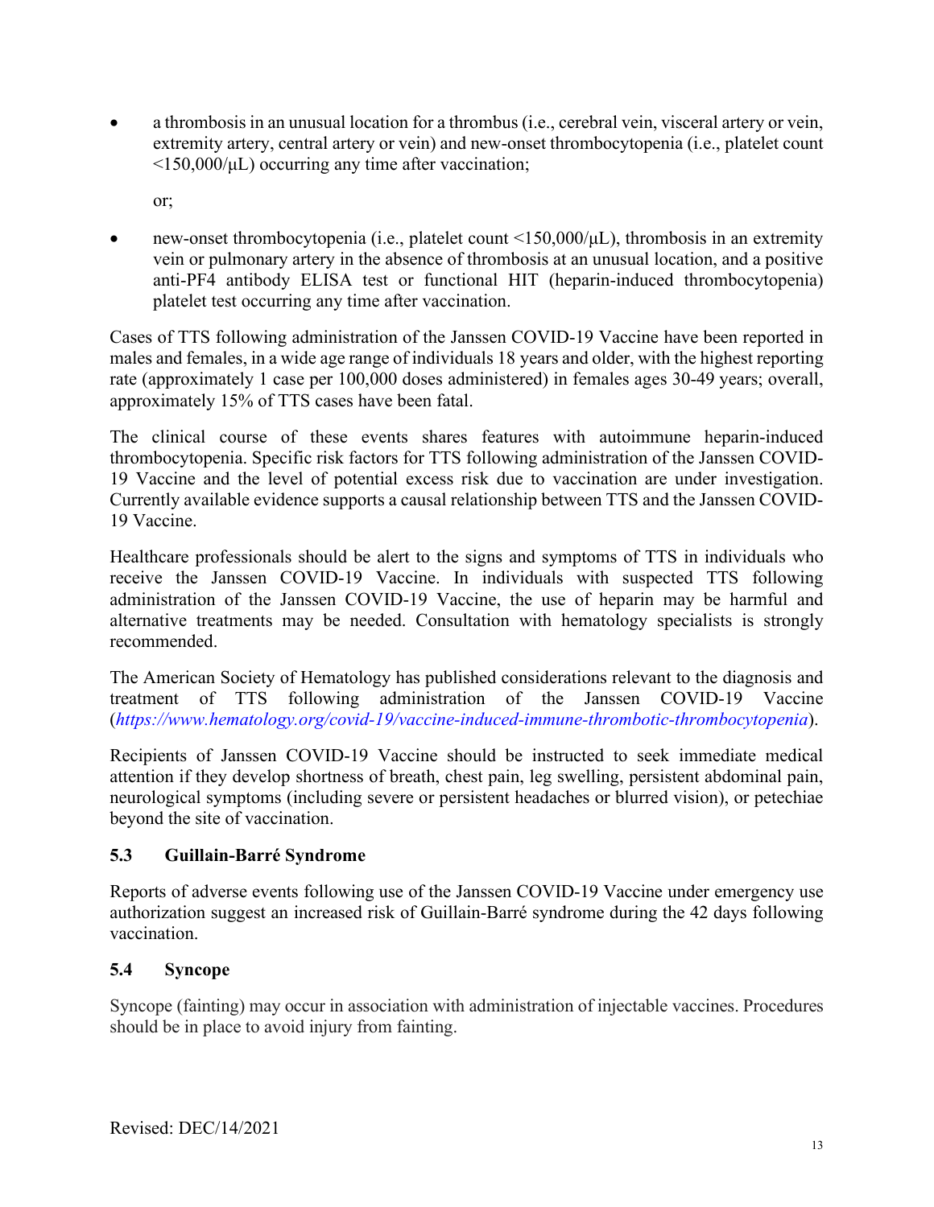- a thrombosis in an unusual location for a thrombus (i.e., cerebral vein, visceral artery or vein, extremity artery, central artery or vein) and new-onset thrombocytopenia (i.e., platelet count <150,000/µL) occurring any time after vaccination;

  or;

- new-onset thrombocytopenia (i.e., platelet count <150,000/µL), thrombosis in an extremity vein or pulmonary artery in the absence of thrombosis at an unusual location, and a positive anti-PF4 antibody ELISA test or functional HIT (heparin-induced thrombocytopenia) platelet test occurring any time after vaccination.

Cases of TTS following administration of the Janssen COVID-19 Vaccine have been reported in males and females, in a wide age range of individuals 18 years and older, with the highest reporting rate (approximately 1 case per 100,000 doses administered) in females ages 30-49 years; overall, approximately 15% of TTS cases have been fatal.

The clinical course of these events shares features with autoimmune heparin-induced thrombocytopenia. Specific risk factors for TTS following administration of the Janssen COVID-19 Vaccine and the level of potential excess risk due to vaccination are under investigation. Currently available evidence supports a causal relationship between TTS and the Janssen COVID-19 Vaccine.

Healthcare professionals should be alert to the signs and symptoms of TTS in individuals who receive the Janssen COVID-19 Vaccine. In individuals with suspected TTS following administration of the Janssen COVID-19 Vaccine, the use of heparin may be harmful and alternative treatments may be needed. Consultation with hematology specialists is strongly recommended.

The American Society of Hematology has published considerations relevant to the diagnosis and treatment of TTS following administration of the Janssen COVID-19 Vaccine (*https://www.hematology.org/covid-19/vaccine-induced-immune-thrombotic-thrombocytopenia*).

Recipients of Janssen COVID-19 Vaccine should be instructed to seek immediate medical attention if they develop shortness of breath, chest pain, leg swelling, persistent abdominal pain, neurological symptoms (including severe or persistent headaches or blurred vision), or petechiae beyond the site of vaccination.

### 5.3 Guillain-Barré Syndrome

Reports of adverse events following use of the Janssen COVID-19 Vaccine under emergency use authorization suggest an increased risk of Guillain-Barré syndrome during the 42 days following vaccination.

### 5.4 Syncope

Syncope (fainting) may occur in association with administration of injectable vaccines. Procedures should be in place to avoid injury from fainting.

Revised: DEC/14/2021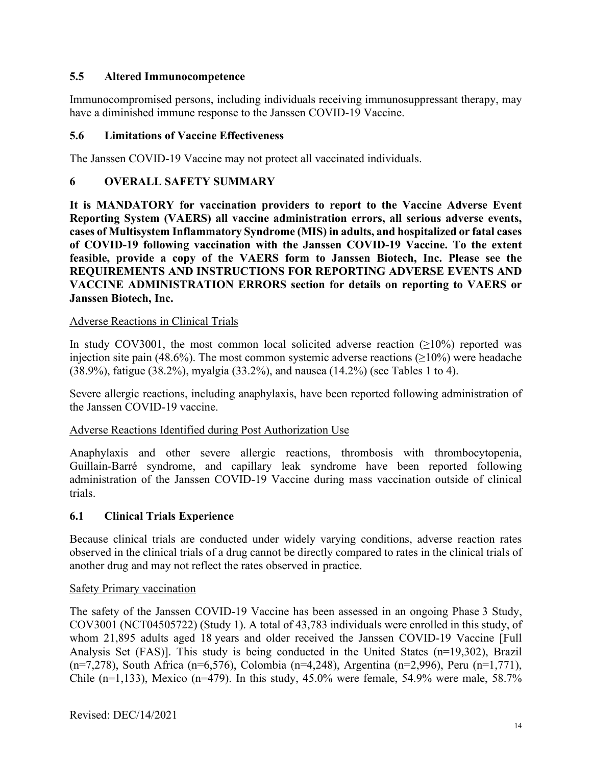## 5.5 Altered Immunocompetence

Immunocompromised persons, including individuals receiving immunosuppressant therapy, may have a diminished immune response to the Janssen COVID-19 Vaccine.

## 5.6 Limitations of Vaccine Effectiveness

The Janssen COVID-19 Vaccine may not protect all vaccinated individuals.

# 6 OVERALL SAFETY SUMMARY

**It is MANDATORY for vaccination providers to report to the Vaccine Adverse Event Reporting System (VAERS) all vaccine administration errors, all serious adverse events, cases of Multisystem Inflammatory Syndrome (MIS) in adults, and hospitalized or fatal cases of COVID-19 following vaccination with the Janssen COVID-19 Vaccine. To the extent feasible, provide a copy of the VAERS form to Janssen Biotech, Inc. Please see the REQUIREMENTS AND INSTRUCTIONS FOR REPORTING ADVERSE EVENTS AND VACCINE ADMINISTRATION ERRORS section for details on reporting to VAERS or Janssen Biotech, Inc.**

Adverse Reactions in Clinical Trials

In study COV3001, the most common local solicited adverse reaction (≥10%) reported was injection site pain (48.6%). The most common systemic adverse reactions (≥10%) were headache (38.9%), fatigue (38.2%), myalgia (33.2%), and nausea (14.2%) (see Tables 1 to 4).

Severe allergic reactions, including anaphylaxis, have been reported following administration of the Janssen COVID-19 vaccine.

Adverse Reactions Identified during Post Authorization Use

Anaphylaxis and other severe allergic reactions, thrombosis with thrombocytopenia, Guillain-Barré syndrome, and capillary leak syndrome have been reported following administration of the Janssen COVID-19 Vaccine during mass vaccination outside of clinical trials.

## 6.1 Clinical Trials Experience

Because clinical trials are conducted under widely varying conditions, adverse reaction rates observed in the clinical trials of a drug cannot be directly compared to rates in the clinical trials of another drug and may not reflect the rates observed in practice.

Safety Primary vaccination

The safety of the Janssen COVID-19 Vaccine has been assessed in an ongoing Phase 3 Study, COV3001 (NCT04505722) (Study 1). A total of 43,783 individuals were enrolled in this study, of whom 21,895 adults aged 18 years and older received the Janssen COVID-19 Vaccine [Full Analysis Set (FAS)]. This study is being conducted in the United States (n=19,302), Brazil (n=7,278), South Africa (n=6,576), Colombia (n=4,248), Argentina (n=2,996), Peru (n=1,771), Chile (n=1,133), Mexico (n=479). In this study, 45.0% were female, 54.9% were male, 58.7%

Revised: DEC/14/2021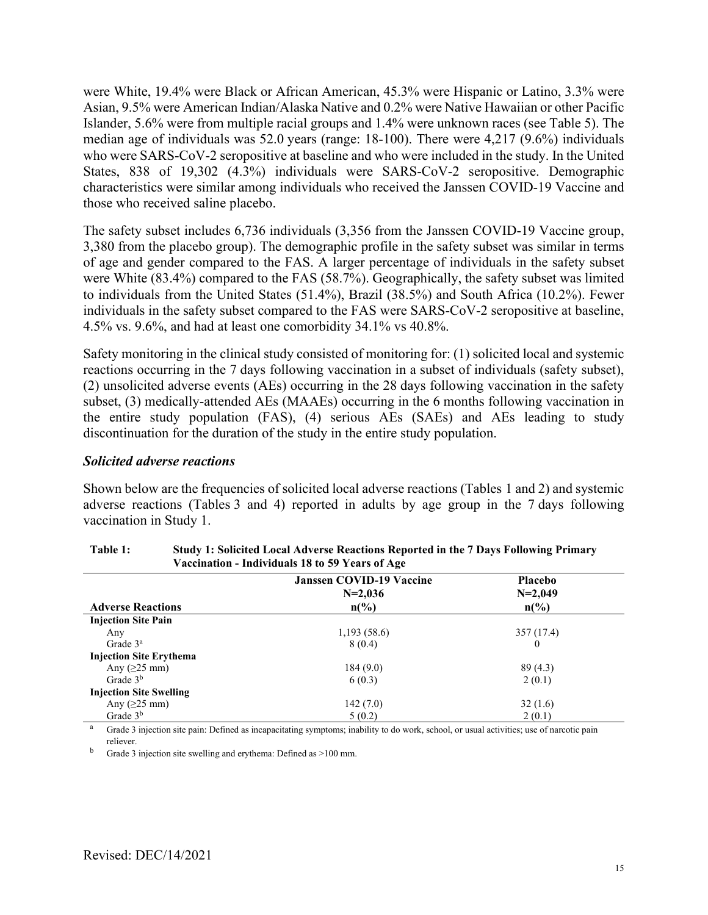were White, 19.4% were Black or African American, 45.3% were Hispanic or Latino, 3.3% were Asian, 9.5% were American Indian/Alaska Native and 0.2% were Native Hawaiian or other Pacific Islander, 5.6% were from multiple racial groups and 1.4% were unknown races (see Table 5). The median age of individuals was 52.0 years (range: 18-100). There were 4,217 (9.6%) individuals who were SARS-CoV-2 seropositive at baseline and who were included in the study. In the United States, 838 of 19,302 (4.3%) individuals were SARS-CoV-2 seropositive. Demographic characteristics were similar among individuals who received the Janssen COVID-19 Vaccine and those who received saline placebo.

The safety subset includes 6,736 individuals (3,356 from the Janssen COVID-19 Vaccine group, 3,380 from the placebo group). The demographic profile in the safety subset was similar in terms of age and gender compared to the FAS. A larger percentage of individuals in the safety subset were White (83.4%) compared to the FAS (58.7%). Geographically, the safety subset was limited to individuals from the United States (51.4%), Brazil (38.5%) and South Africa (10.2%). Fewer individuals in the safety subset compared to the FAS were SARS-CoV-2 seropositive at baseline, 4.5% vs. 9.6%, and had at least one comorbidity 34.1% vs 40.8%.

Safety monitoring in the clinical study consisted of monitoring for: (1) solicited local and systemic reactions occurring in the 7 days following vaccination in a subset of individuals (safety subset), (2) unsolicited adverse events (AEs) occurring in the 28 days following vaccination in the safety subset, (3) medically-attended AEs (MAAEs) occurring in the 6 months following vaccination in the entire study population (FAS), (4) serious AEs (SAEs) and AEs leading to study discontinuation for the duration of the study in the entire study population.

### *Solicited adverse reactions*

Shown below are the frequencies of solicited local adverse reactions (Tables 1 and 2) and systemic adverse reactions (Tables 3 and 4) reported in adults by age group in the 7 days following vaccination in Study 1.

**Table 1: Study 1: Solicited Local Adverse Reactions Reported in the 7 Days Following Primary Vaccination - Individuals 18 to 59 Years of Age**

| Adverse Reactions | Janssen COVID-19 Vaccine N=2,036 n(%) | Placebo N=2,049 n(%) |
|---|---|---|
| **Injection Site Pain** | | |
| Any | 1,193 (58.6) | 357 (17.4) |
| Grade 3[a] | 8 (0.4) | 0 |
| **Injection Site Erythema** | | |
| Any (≥25 mm) | 184 (9.0) | 89 (4.3) |
| Grade 3[b] | 6 (0.3) | 2 (0.1) |
| **Injection Site Swelling** | | |
| Any (≥25 mm) | 142 (7.0) | 32 (1.6) |
| Grade 3[b] | 5 (0.2) | 2 (0.1) |

[a] Grade 3 injection site pain: Defined as incapacitating symptoms; inability to do work, school, or usual activities; use of narcotic pain reliever.

[b] Grade 3 injection site swelling and erythema: Defined as >100 mm.

Revised: DEC/14/2021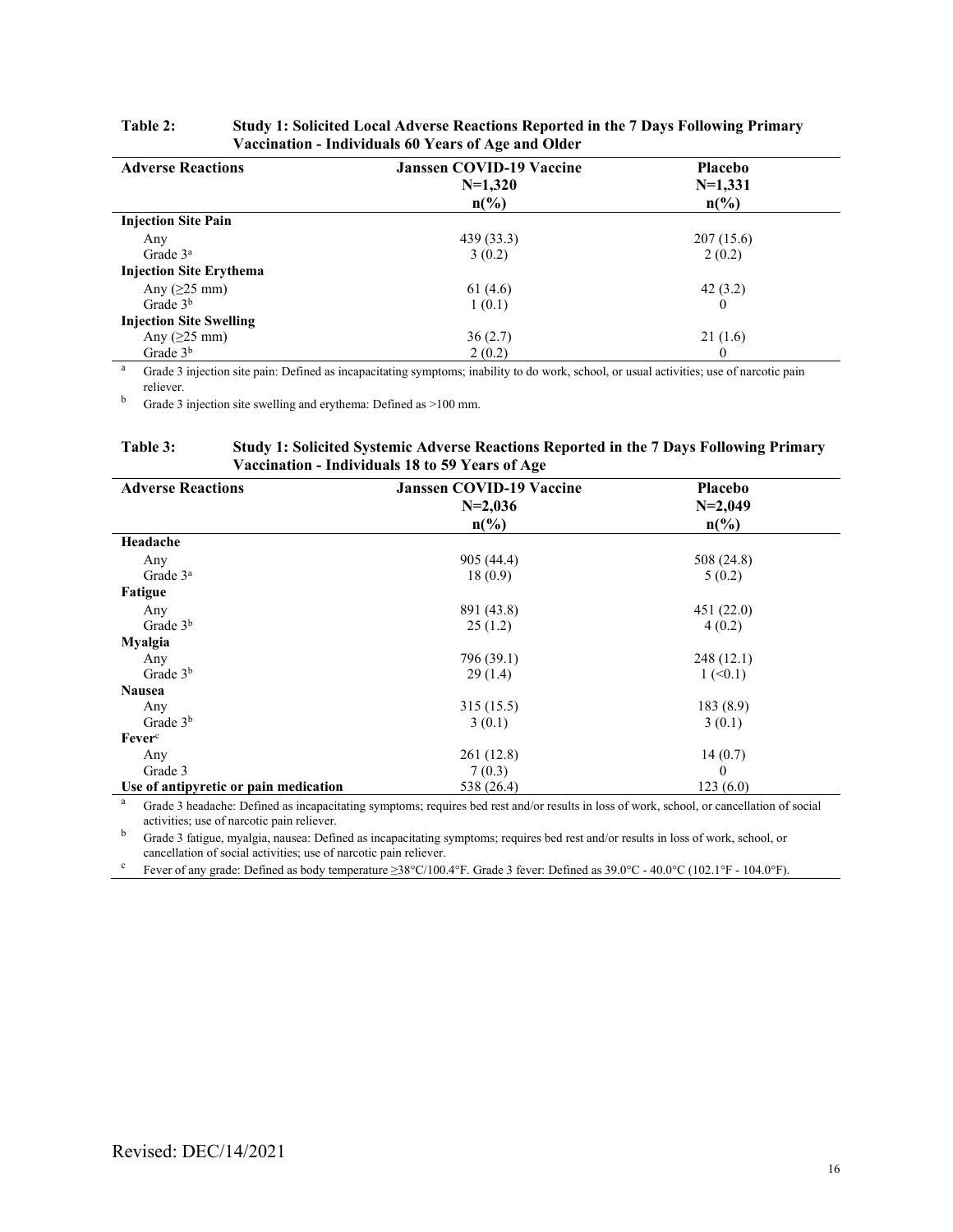**Table 2: Study 1: Solicited Local Adverse Reactions Reported in the 7 Days Following Primary Vaccination - Individuals 60 Years of Age and Older**

| Adverse Reactions | Janssen COVID-19 Vaccine N=1,320 n(%) | Placebo N=1,331 n(%) |
|---|---|---|
| **Injection Site Pain** | | |
| Any | 439 (33.3) | 207 (15.6) |
| Grade 3[a] | 3 (0.2) | 2 (0.2) |
| **Injection Site Erythema** | | |
| Any (≥25 mm) | 61 (4.6) | 42 (3.2) |
| Grade 3[b] | 1 (0.1) | 0 |
| **Injection Site Swelling** | | |
| Any (≥25 mm) | 36 (2.7) | 21 (1.6) |
| Grade 3[b] | 2 (0.2) | 0 |

[a] Grade 3 injection site pain: Defined as incapacitating symptoms; inability to do work, school, or usual activities; use of narcotic pain reliever.

[b] Grade 3 injection site swelling and erythema: Defined as >100 mm.

**Table 3: Study 1: Solicited Systemic Adverse Reactions Reported in the 7 Days Following Primary Vaccination - Individuals 18 to 59 Years of Age**

| Adverse Reactions | Janssen COVID-19 Vaccine N=2,036 n(%) | Placebo N=2,049 n(%) |
|---|---|---|
| **Headache** | | |
| Any | 905 (44.4) | 508 (24.8) |
| Grade 3[a] | 18 (0.9) | 5 (0.2) |
| **Fatigue** | | |
| Any | 891 (43.8) | 451 (22.0) |
| Grade 3[b] | 25 (1.2) | 4 (0.2) |
| **Myalgia** | | |
| Any | 796 (39.1) | 248 (12.1) |
| Grade 3[b] | 29 (1.4) | 1 (<0.1) |
| **Nausea** | | |
| Any | 315 (15.5) | 183 (8.9) |
| Grade 3[b] | 3 (0.1) | 3 (0.1) |
| **Fever**[c] | | |
| Any | 261 (12.8) | 14 (0.7) |
| Grade 3 | 7 (0.3) | 0 |
| **Use of antipyretic or pain medication** | 538 (26.4) | 123 (6.0) |

[a] Grade 3 headache: Defined as incapacitating symptoms; requires bed rest and/or results in loss of work, school, or cancellation of social activities; use of narcotic pain reliever.

[b] Grade 3 fatigue, myalgia, nausea: Defined as incapacitating symptoms; requires bed rest and/or results in loss of work, school, or cancellation of social activities; use of narcotic pain reliever.

[c] Fever of any grade: Defined as body temperature ≥38°C/100.4°F. Grade 3 fever: Defined as 39.0°C - 40.0°C (102.1°F - 104.0°F).

Revised: DEC/14/2021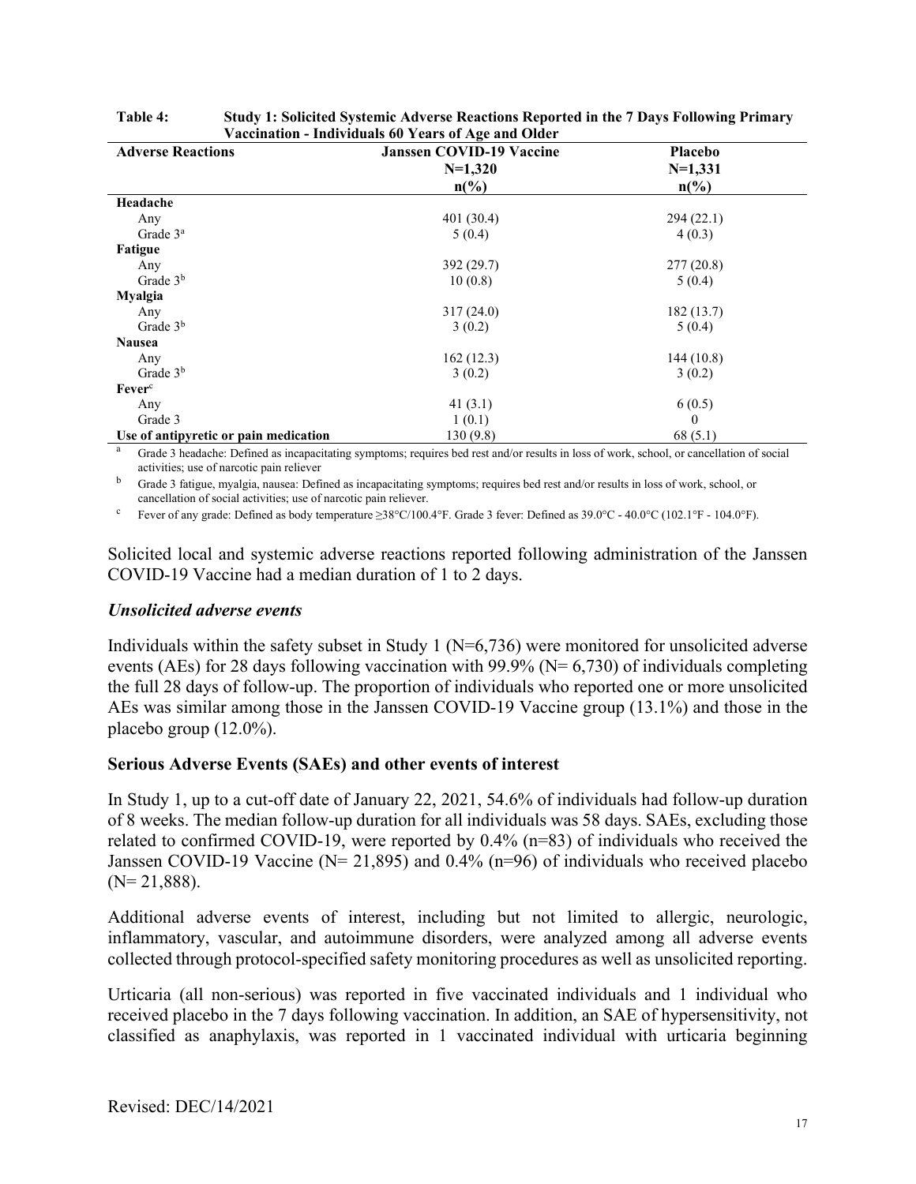**Table 4: Study 1: Solicited Systemic Adverse Reactions Reported in the 7 Days Following Primary Vaccination - Individuals 60 Years of Age and Older**

| Adverse Reactions | Janssen COVID-19 Vaccine N=1,320 n(%) | Placebo N=1,331 n(%) |
|---|---|---|
| **Headache** | | |
| Any | 401 (30.4) | 294 (22.1) |
| Grade 3[a] | 5 (0.4) | 4 (0.3) |
| **Fatigue** | | |
| Any | 392 (29.7) | 277 (20.8) |
| Grade 3[b] | 10 (0.8) | 5 (0.4) |
| **Myalgia** | | |
| Any | 317 (24.0) | 182 (13.7) |
| Grade 3[b] | 3 (0.2) | 5 (0.4) |
| **Nausea** | | |
| Any | 162 (12.3) | 144 (10.8) |
| Grade 3[b] | 3 (0.2) | 3 (0.2) |
| **Fever**[c] | | |
| Any | 41 (3.1) | 6 (0.5) |
| Grade 3 | 1 (0.1) | 0 |
| **Use of antipyretic or pain medication** | 130 (9.8) | 68 (5.1) |

[a] Grade 3 headache: Defined as incapacitating symptoms; requires bed rest and/or results in loss of work, school, or cancellation of social activities; use of narcotic pain reliever

[b] Grade 3 fatigue, myalgia, nausea: Defined as incapacitating symptoms; requires bed rest and/or results in loss of work, school, or cancellation of social activities; use of narcotic pain reliever.

[c] Fever of any grade: Defined as body temperature ≥38°C/100.4°F. Grade 3 fever: Defined as 39.0°C - 40.0°C (102.1°F - 104.0°F).

Solicited local and systemic adverse reactions reported following administration of the Janssen COVID-19 Vaccine had a median duration of 1 to 2 days.

### *Unsolicited adverse events*

Individuals within the safety subset in Study 1 (N=6,736) were monitored for unsolicited adverse events (AEs) for 28 days following vaccination with 99.9% (N= 6,730) of individuals completing the full 28 days of follow-up. The proportion of individuals who reported one or more unsolicited AEs was similar among those in the Janssen COVID-19 Vaccine group (13.1%) and those in the placebo group (12.0%).

### Serious Adverse Events (SAEs) and other events of interest

In Study 1, up to a cut-off date of January 22, 2021, 54.6% of individuals had follow-up duration of 8 weeks. The median follow-up duration for all individuals was 58 days. SAEs, excluding those related to confirmed COVID-19, were reported by 0.4% (n=83) of individuals who received the Janssen COVID-19 Vaccine (N= 21,895) and 0.4% (n=96) of individuals who received placebo (N= 21,888).

Additional adverse events of interest, including but not limited to allergic, neurologic, inflammatory, vascular, and autoimmune disorders, were analyzed among all adverse events collected through protocol-specified safety monitoring procedures as well as unsolicited reporting.

Urticaria (all non-serious) was reported in five vaccinated individuals and 1 individual who received placebo in the 7 days following vaccination. In addition, an SAE of hypersensitivity, not classified as anaphylaxis, was reported in 1 vaccinated individual with urticaria beginning

Revised: DEC/14/2021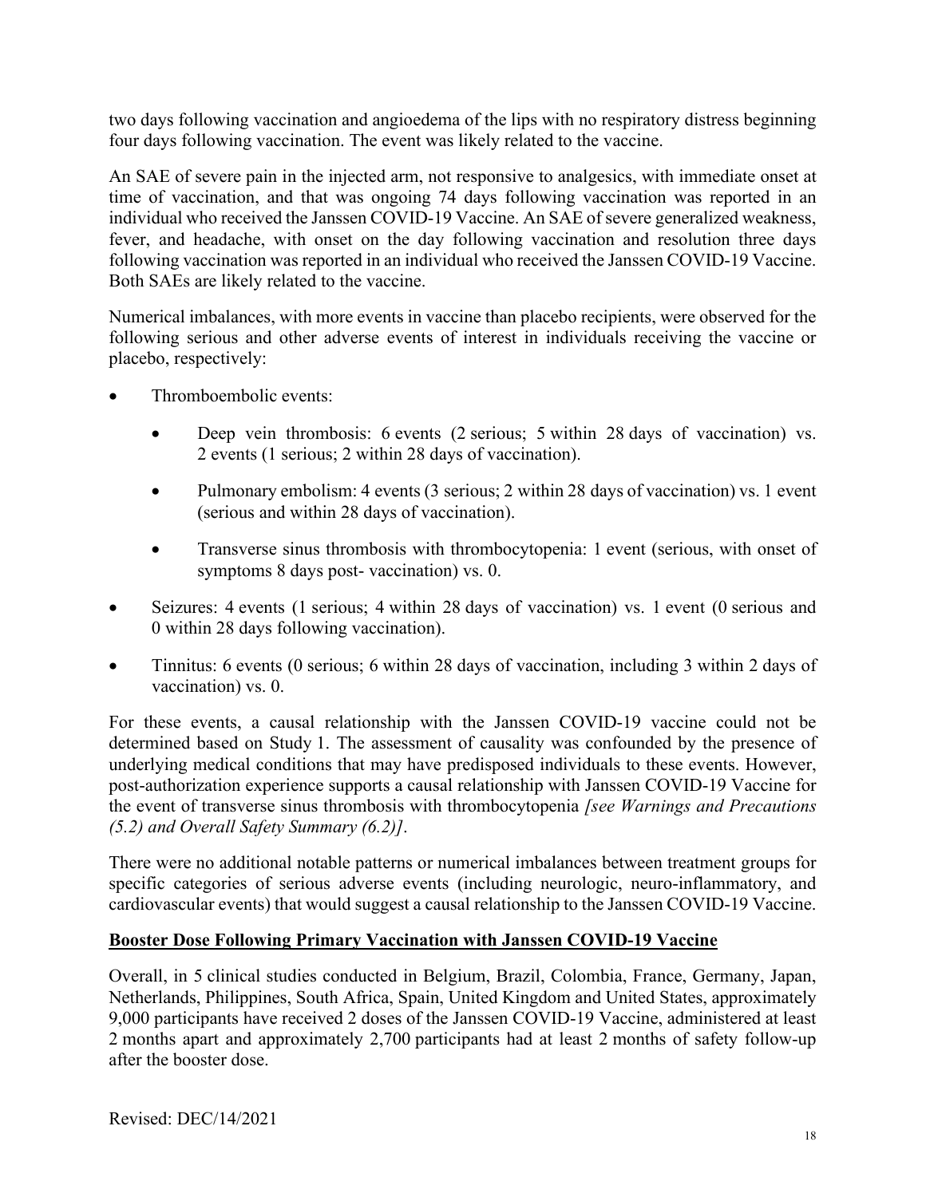two days following vaccination and angioedema of the lips with no respiratory distress beginning four days following vaccination. The event was likely related to the vaccine.

An SAE of severe pain in the injected arm, not responsive to analgesics, with immediate onset at time of vaccination, and that was ongoing 74 days following vaccination was reported in an individual who received the Janssen COVID-19 Vaccine. An SAE of severe generalized weakness, fever, and headache, with onset on the day following vaccination and resolution three days following vaccination was reported in an individual who received the Janssen COVID-19 Vaccine. Both SAEs are likely related to the vaccine.

Numerical imbalances, with more events in vaccine than placebo recipients, were observed for the following serious and other adverse events of interest in individuals receiving the vaccine or placebo, respectively:

- Thromboembolic events:
  - Deep vein thrombosis: 6 events (2 serious; 5 within 28 days of vaccination) vs. 2 events (1 serious; 2 within 28 days of vaccination).
  - Pulmonary embolism: 4 events (3 serious; 2 within 28 days of vaccination) vs. 1 event (serious and within 28 days of vaccination).
  - Transverse sinus thrombosis with thrombocytopenia: 1 event (serious, with onset of symptoms 8 days post- vaccination) vs. 0.
- Seizures: 4 events (1 serious; 4 within 28 days of vaccination) vs. 1 event (0 serious and 0 within 28 days following vaccination).
- Tinnitus: 6 events (0 serious; 6 within 28 days of vaccination, including 3 within 2 days of vaccination) vs. 0.

For these events, a causal relationship with the Janssen COVID-19 vaccine could not be determined based on Study 1. The assessment of causality was confounded by the presence of underlying medical conditions that may have predisposed individuals to these events. However, post-authorization experience supports a causal relationship with Janssen COVID-19 Vaccine for the event of transverse sinus thrombosis with thrombocytopenia *[see Warnings and Precautions (5.2) and Overall Safety Summary (6.2)]*.

There were no additional notable patterns or numerical imbalances between treatment groups for specific categories of serious adverse events (including neurologic, neuro-inflammatory, and cardiovascular events) that would suggest a causal relationship to the Janssen COVID-19 Vaccine.

**Booster Dose Following Primary Vaccination with Janssen COVID-19 Vaccine**

Overall, in 5 clinical studies conducted in Belgium, Brazil, Colombia, France, Germany, Japan, Netherlands, Philippines, South Africa, Spain, United Kingdom and United States, approximately 9,000 participants have received 2 doses of the Janssen COVID-19 Vaccine, administered at least 2 months apart and approximately 2,700 participants had at least 2 months of safety follow-up after the booster dose.

Revised: DEC/14/2021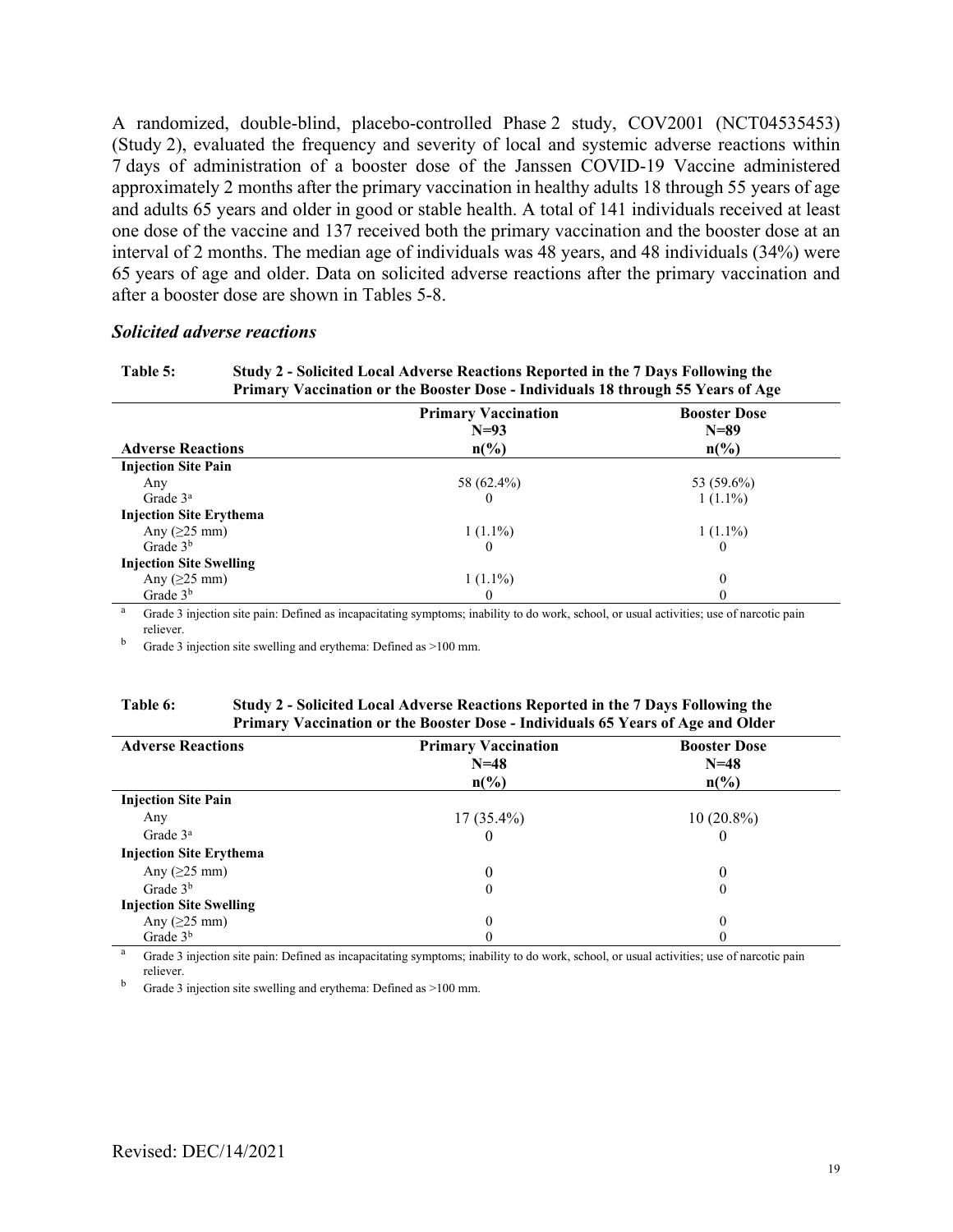A randomized, double-blind, placebo-controlled Phase 2 study, COV2001 (NCT04535453) (Study 2), evaluated the frequency and severity of local and systemic adverse reactions within 7 days of administration of a booster dose of the Janssen COVID-19 Vaccine administered approximately 2 months after the primary vaccination in healthy adults 18 through 55 years of age and adults 65 years and older in good or stable health. A total of 141 individuals received at least one dose of the vaccine and 137 received both the primary vaccination and the booster dose at an interval of 2 months. The median age of individuals was 48 years, and 48 individuals (34%) were 65 years of age and older. Data on solicited adverse reactions after the primary vaccination and after a booster dose are shown in Tables 5-8.

### *Solicited adverse reactions*

**Table 5: Study 2 - Solicited Local Adverse Reactions Reported in the 7 Days Following the Primary Vaccination or the Booster Dose - Individuals 18 through 55 Years of Age**

| Adverse Reactions | Primary Vaccination N=93 n(%) | Booster Dose N=89 n(%) |
|---|---|---|
| **Injection Site Pain** | | |
| Any | 58 (62.4%) | 53 (59.6%) |
| Grade 3[a] | 0 | 1 (1.1%) |
| **Injection Site Erythema** | | |
| Any (≥25 mm) | 1 (1.1%) | 1 (1.1%) |
| Grade 3[b] | 0 | 0 |
| **Injection Site Swelling** | | |
| Any (≥25 mm) | 1 (1.1%) | 0 |
| Grade 3[b] | 0 | 0 |

[a] Grade 3 injection site pain: Defined as incapacitating symptoms; inability to do work, school, or usual activities; use of narcotic pain reliever.

[b] Grade 3 injection site swelling and erythema: Defined as >100 mm.

**Table 6: Study 2 - Solicited Local Adverse Reactions Reported in the 7 Days Following the Primary Vaccination or the Booster Dose - Individuals 65 Years of Age and Older**

| Adverse Reactions | Primary Vaccination N=48 n(%) | Booster Dose N=48 n(%) |
|---|---|---|
| **Injection Site Pain** | | |
| Any | 17 (35.4%) | 10 (20.8%) |
| Grade 3[a] | 0 | 0 |
| **Injection Site Erythema** | | |
| Any (≥25 mm) | 0 | 0 |
| Grade 3[b] | 0 | 0 |
| **Injection Site Swelling** | | |
| Any (≥25 mm) | 0 | 0 |
| Grade 3[b] | 0 | 0 |

[a] Grade 3 injection site pain: Defined as incapacitating symptoms; inability to do work, school, or usual activities; use of narcotic pain reliever.

[b] Grade 3 injection site swelling and erythema: Defined as >100 mm.

Revised: DEC/14/2021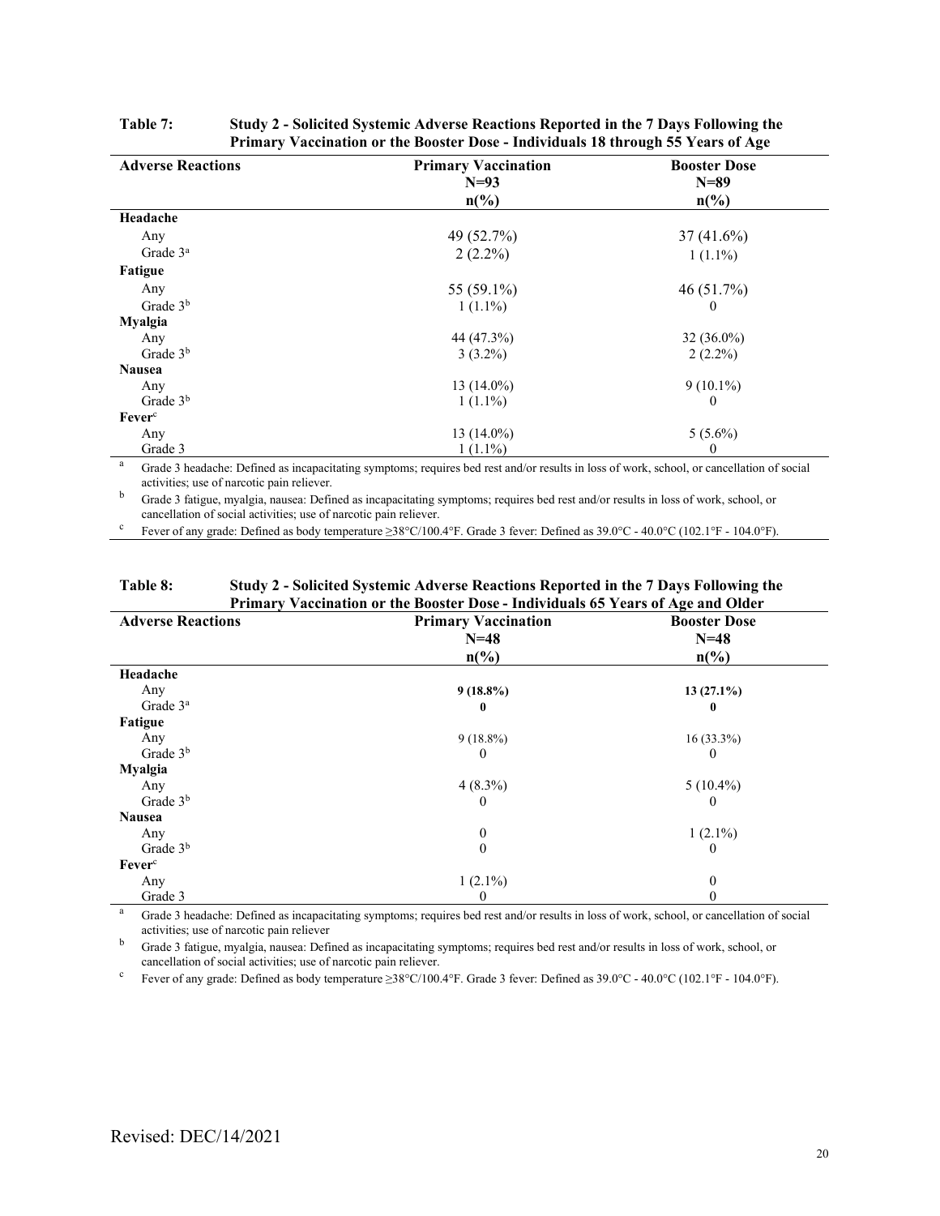**Table 7: Study 2 - Solicited Systemic Adverse Reactions Reported in the 7 Days Following the Primary Vaccination or the Booster Dose - Individuals 18 through 55 Years of Age**

| Adverse Reactions | Primary Vaccination N=93 n(%) | Booster Dose N=89 n(%) |
|---|---|---|
| **Headache** | | |
| Any | 49 (52.7%) | 37 (41.6%) |
| Grade 3[a] | 2 (2.2%) | 1 (1.1%) |
| **Fatigue** | | |
| Any | 55 (59.1%) | 46 (51.7%) |
| Grade 3[b] | 1 (1.1%) | 0 |
| **Myalgia** | | |
| Any | 44 (47.3%) | 32 (36.0%) |
| Grade 3[b] | 3 (3.2%) | 2 (2.2%) |
| **Nausea** | | |
| Any | 13 (14.0%) | 9 (10.1%) |
| Grade 3[b] | 1 (1.1%) | 0 |
| **Fever**[c] | | |
| Any | 13 (14.0%) | 5 (5.6%) |
| Grade 3 | 1 (1.1%) | 0 |

[a] Grade 3 headache: Defined as incapacitating symptoms; requires bed rest and/or results in loss of work, school, or cancellation of social activities; use of narcotic pain reliever.

[b] Grade 3 fatigue, myalgia, nausea: Defined as incapacitating symptoms; requires bed rest and/or results in loss of work, school, or cancellation of social activities; use of narcotic pain reliever.

[c] Fever of any grade: Defined as body temperature ≥38°C/100.4°F. Grade 3 fever: Defined as 39.0°C - 40.0°C (102.1°F - 104.0°F).

**Table 8: Study 2 - Solicited Systemic Adverse Reactions Reported in the 7 Days Following the Primary Vaccination or the Booster Dose - Individuals 65 Years of Age and Older**

| Adverse Reactions | Primary Vaccination N=48 n(%) | Booster Dose N=48 n(%) |
|---|---|---|
| **Headache** | | |
| Any | **9 (18.8%)** | **13 (27.1%)** |
| Grade 3[a] | **0** | **0** |
| **Fatigue** | | |
| Any | 9 (18.8%) | 16 (33.3%) |
| Grade 3[b] | 0 | 0 |
| **Myalgia** | | |
| Any | 4 (8.3%) | 5 (10.4%) |
| Grade 3[b] | 0 | 0 |
| **Nausea** | | |
| Any | 0 | 1 (2.1%) |
| Grade 3[b] | 0 | 0 |
| **Fever**[c] | | |
| Any | 1 (2.1%) | 0 |
| Grade 3 | 0 | 0 |

[a] Grade 3 headache: Defined as incapacitating symptoms; requires bed rest and/or results in loss of work, school, or cancellation of social activities; use of narcotic pain reliever

[b] Grade 3 fatigue, myalgia, nausea: Defined as incapacitating symptoms; requires bed rest and/or results in loss of work, school, or cancellation of social activities; use of narcotic pain reliever.

[c] Fever of any grade: Defined as body temperature ≥38°C/100.4°F. Grade 3 fever: Defined as 39.0°C - 40.0°C (102.1°F - 104.0°F).

Revised: DEC/14/2021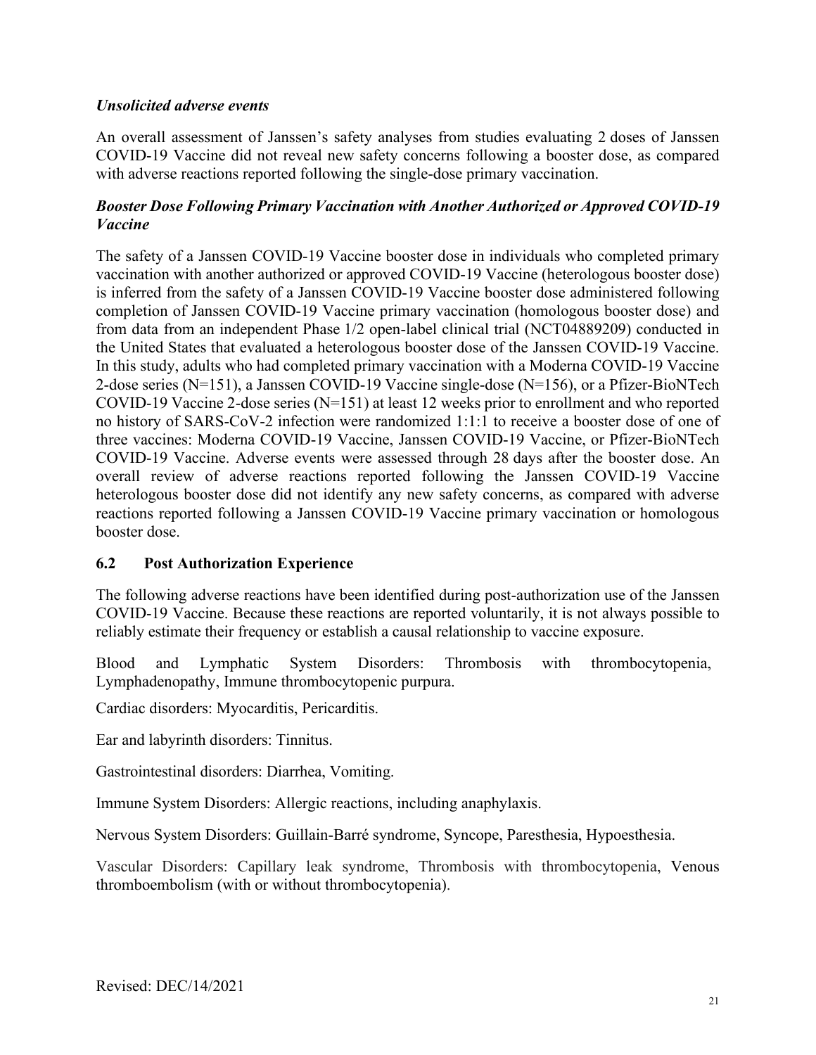*Unsolicited adverse events*

An overall assessment of Janssen's safety analyses from studies evaluating 2 doses of Janssen COVID-19 Vaccine did not reveal new safety concerns following a booster dose, as compared with adverse reactions reported following the single-dose primary vaccination.

***Booster Dose Following Primary Vaccination with Another Authorized or Approved COVID-19 Vaccine***

The safety of a Janssen COVID-19 Vaccine booster dose in individuals who completed primary vaccination with another authorized or approved COVID-19 Vaccine (heterologous booster dose) is inferred from the safety of a Janssen COVID-19 Vaccine booster dose administered following completion of Janssen COVID-19 Vaccine primary vaccination (homologous booster dose) and from data from an independent Phase 1/2 open-label clinical trial (NCT04889209) conducted in the United States that evaluated a heterologous booster dose of the Janssen COVID-19 Vaccine. In this study, adults who had completed primary vaccination with a Moderna COVID-19 Vaccine 2-dose series (N=151), a Janssen COVID-19 Vaccine single-dose (N=156), or a Pfizer-BioNTech COVID-19 Vaccine 2-dose series (N=151) at least 12 weeks prior to enrollment and who reported no history of SARS-CoV-2 infection were randomized 1:1:1 to receive a booster dose of one of three vaccines: Moderna COVID-19 Vaccine, Janssen COVID-19 Vaccine, or Pfizer-BioNTech COVID-19 Vaccine. Adverse events were assessed through 28 days after the booster dose. An overall review of adverse reactions reported following the Janssen COVID-19 Vaccine heterologous booster dose did not identify any new safety concerns, as compared with adverse reactions reported following a Janssen COVID-19 Vaccine primary vaccination or homologous booster dose.

## 6.2 Post Authorization Experience

The following adverse reactions have been identified during post-authorization use of the Janssen COVID-19 Vaccine. Because these reactions are reported voluntarily, it is not always possible to reliably estimate their frequency or establish a causal relationship to vaccine exposure.

Blood and Lymphatic System Disorders: Thrombosis with thrombocytopenia, Lymphadenopathy, Immune thrombocytopenic purpura.

Cardiac disorders: Myocarditis, Pericarditis.

Ear and labyrinth disorders: Tinnitus.

Gastrointestinal disorders: Diarrhea, Vomiting.

Immune System Disorders: Allergic reactions, including anaphylaxis.

Nervous System Disorders: Guillain-Barré syndrome, Syncope, Paresthesia, Hypoesthesia.

Vascular Disorders: Capillary leak syndrome, Thrombosis with thrombocytopenia, Venous thromboembolism (with or without thrombocytopenia).

Revised: DEC/14/2021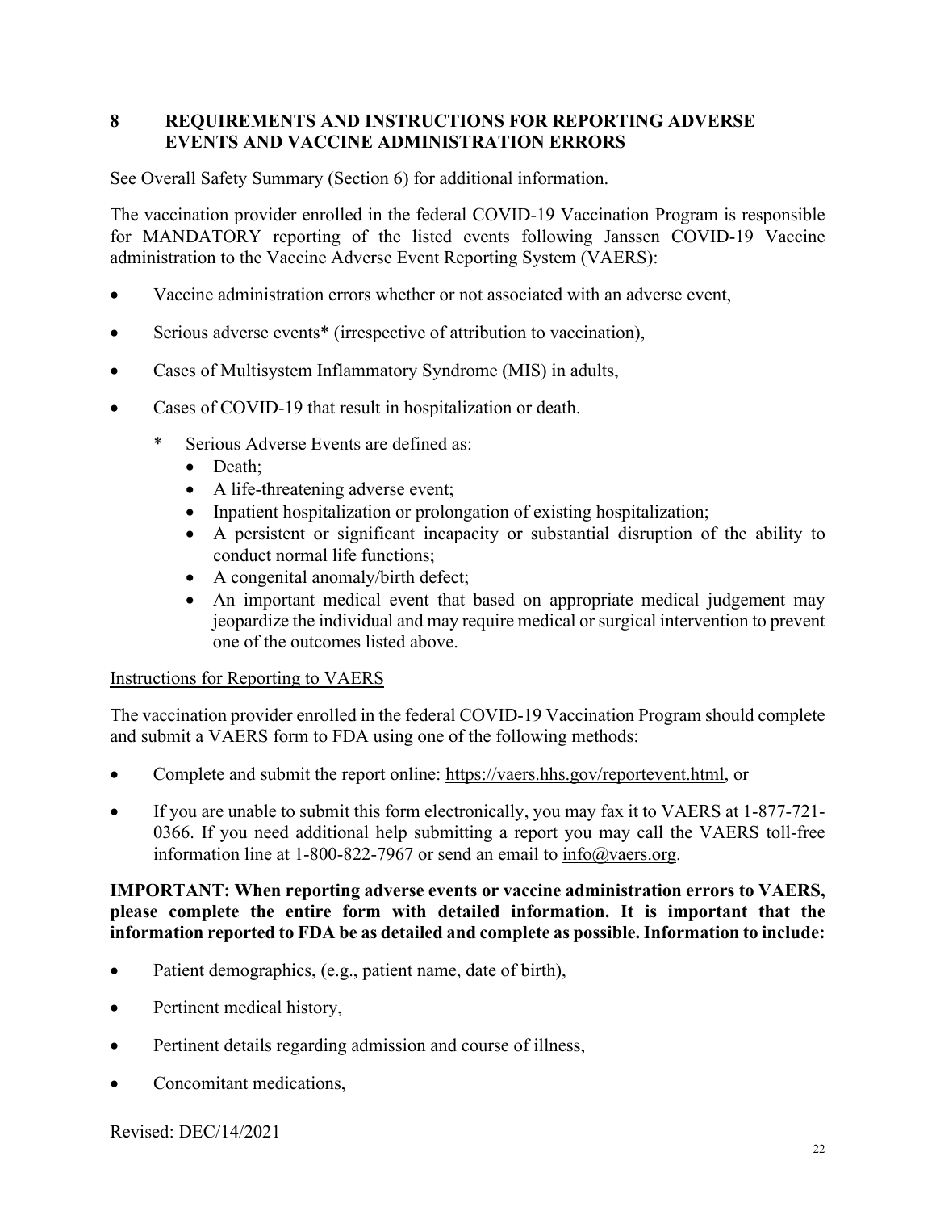## 8 REQUIREMENTS AND INSTRUCTIONS FOR REPORTING ADVERSE EVENTS AND VACCINE ADMINISTRATION ERRORS

See Overall Safety Summary (Section 6) for additional information.

The vaccination provider enrolled in the federal COVID-19 Vaccination Program is responsible for MANDATORY reporting of the listed events following Janssen COVID-19 Vaccine administration to the Vaccine Adverse Event Reporting System (VAERS):

- Vaccine administration errors whether or not associated with an adverse event,
- Serious adverse events* (irrespective of attribution to vaccination),
- Cases of Multisystem Inflammatory Syndrome (MIS) in adults,
- Cases of COVID-19 that result in hospitalization or death.

  \* Serious Adverse Events are defined as:
  - Death;
  - A life-threatening adverse event;
  - Inpatient hospitalization or prolongation of existing hospitalization;
  - A persistent or significant incapacity or substantial disruption of the ability to conduct normal life functions;
  - A congenital anomaly/birth defect;
  - An important medical event that based on appropriate medical judgement may jeopardize the individual and may require medical or surgical intervention to prevent one of the outcomes listed above.

Instructions for Reporting to VAERS

The vaccination provider enrolled in the federal COVID-19 Vaccination Program should complete and submit a VAERS form to FDA using one of the following methods:

- Complete and submit the report online: https://vaers.hhs.gov/reportevent.html, or
- If you are unable to submit this form electronically, you may fax it to VAERS at 1-877-721-0366. If you need additional help submitting a report you may call the VAERS toll-free information line at 1-800-822-7967 or send an email to info@vaers.org.

**IMPORTANT: When reporting adverse events or vaccine administration errors to VAERS, please complete the entire form with detailed information. It is important that the information reported to FDA be as detailed and complete as possible. Information to include:**

- Patient demographics, (e.g., patient name, date of birth),
- Pertinent medical history,
- Pertinent details regarding admission and course of illness,
- Concomitant medications,

Revised: DEC/14/2021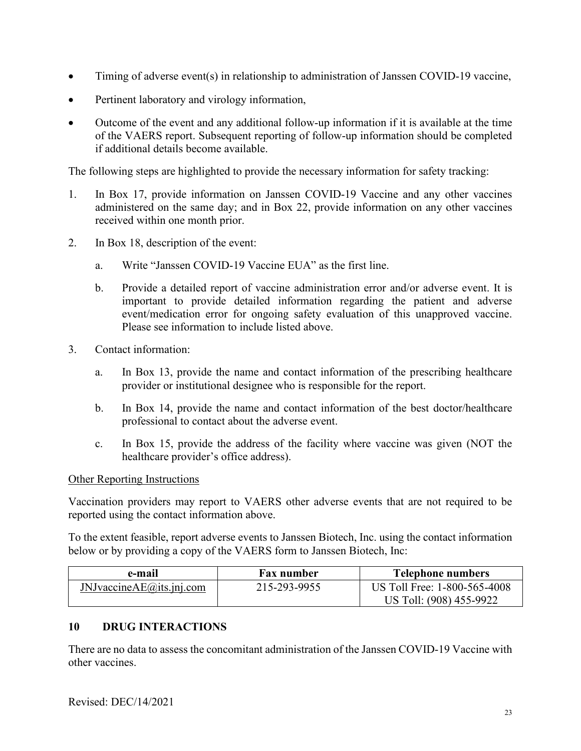- Timing of adverse event(s) in relationship to administration of Janssen COVID-19 vaccine,
- Pertinent laboratory and virology information,
- Outcome of the event and any additional follow-up information if it is available at the time of the VAERS report. Subsequent reporting of follow-up information should be completed if additional details become available.

The following steps are highlighted to provide the necessary information for safety tracking:

1. In Box 17, provide information on Janssen COVID-19 Vaccine and any other vaccines administered on the same day; and in Box 22, provide information on any other vaccines received within one month prior.
2. In Box 18, description of the event:
   a. Write "Janssen COVID-19 Vaccine EUA" as the first line.
   b. Provide a detailed report of vaccine administration error and/or adverse event. It is important to provide detailed information regarding the patient and adverse event/medication error for ongoing safety evaluation of this unapproved vaccine. Please see information to include listed above.
3. Contact information:
   a. In Box 13, provide the name and contact information of the prescribing healthcare provider or institutional designee who is responsible for the report.
   b. In Box 14, provide the name and contact information of the best doctor/healthcare professional to contact about the adverse event.
   c. In Box 15, provide the address of the facility where vaccine was given (NOT the healthcare provider's office address).

Other Reporting Instructions

Vaccination providers may report to VAERS other adverse events that are not required to be reported using the contact information above.

To the extent feasible, report adverse events to Janssen Biotech, Inc. using the contact information below or by providing a copy of the VAERS form to Janssen Biotech, Inc:

| e-mail | Fax number | Telephone numbers |
|---|---|---|
| JNJvaccineAE@its.jnj.com | 215-293-9955 | US Toll Free: 1-800-565-4008<br>US Toll: (908) 455-9922 |

## 10 DRUG INTERACTIONS

There are no data to assess the concomitant administration of the Janssen COVID-19 Vaccine with other vaccines.

Revised: DEC/14/2021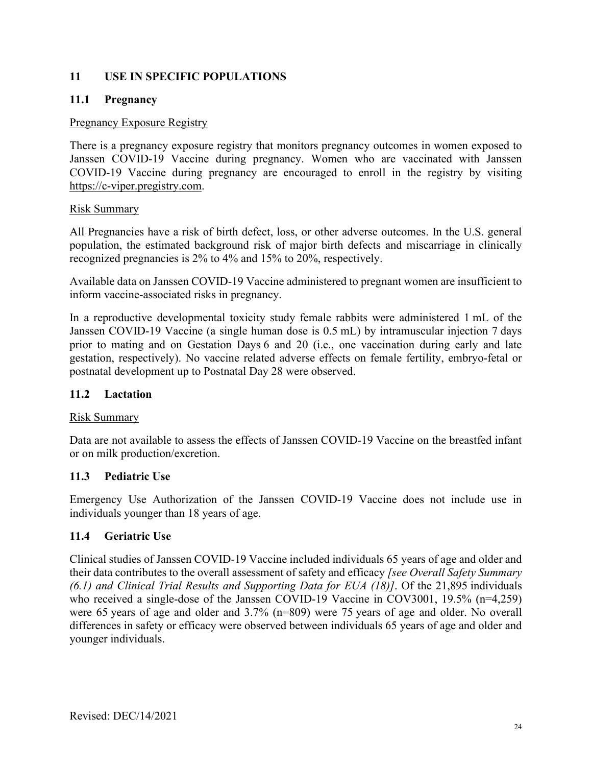# 11 USE IN SPECIFIC POPULATIONS

## 11.1 Pregnancy

Pregnancy Exposure Registry

There is a pregnancy exposure registry that monitors pregnancy outcomes in women exposed to Janssen COVID-19 Vaccine during pregnancy. Women who are vaccinated with Janssen COVID-19 Vaccine during pregnancy are encouraged to enroll in the registry by visiting https://c-viper.pregistry.com.

Risk Summary

All Pregnancies have a risk of birth defect, loss, or other adverse outcomes. In the U.S. general population, the estimated background risk of major birth defects and miscarriage in clinically recognized pregnancies is 2% to 4% and 15% to 20%, respectively.

Available data on Janssen COVID-19 Vaccine administered to pregnant women are insufficient to inform vaccine-associated risks in pregnancy.

In a reproductive developmental toxicity study female rabbits were administered 1 mL of the Janssen COVID-19 Vaccine (a single human dose is 0.5 mL) by intramuscular injection 7 days prior to mating and on Gestation Days 6 and 20 (i.e., one vaccination during early and late gestation, respectively). No vaccine related adverse effects on female fertility, embryo-fetal or postnatal development up to Postnatal Day 28 were observed.

## 11.2 Lactation

Risk Summary

Data are not available to assess the effects of Janssen COVID-19 Vaccine on the breastfed infant or on milk production/excretion.

## 11.3 Pediatric Use

Emergency Use Authorization of the Janssen COVID-19 Vaccine does not include use in individuals younger than 18 years of age.

## 11.4 Geriatric Use

Clinical studies of Janssen COVID-19 Vaccine included individuals 65 years of age and older and their data contributes to the overall assessment of safety and efficacy *[see Overall Safety Summary (6.1) and Clinical Trial Results and Supporting Data for EUA (18)]*. Of the 21,895 individuals who received a single-dose of the Janssen COVID-19 Vaccine in COV3001, 19.5% (n=4,259) were 65 years of age and older and 3.7% (n=809) were 75 years of age and older. No overall differences in safety or efficacy were observed between individuals 65 years of age and older and younger individuals.

Revised: DEC/14/2021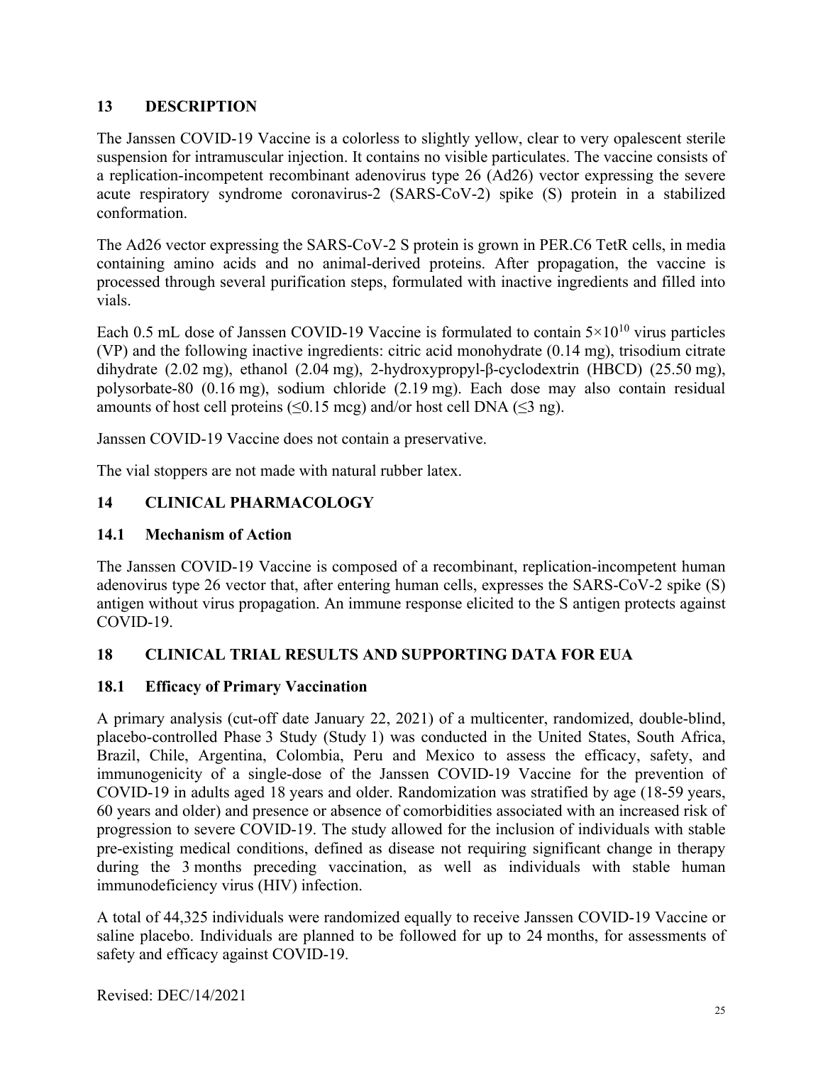## 13 DESCRIPTION

The Janssen COVID-19 Vaccine is a colorless to slightly yellow, clear to very opalescent sterile suspension for intramuscular injection. It contains no visible particulates. The vaccine consists of a replication-incompetent recombinant adenovirus type 26 (Ad26) vector expressing the severe acute respiratory syndrome coronavirus-2 (SARS-CoV-2) spike (S) protein in a stabilized conformation.

The Ad26 vector expressing the SARS-CoV-2 S protein is grown in PER.C6 TetR cells, in media containing amino acids and no animal-derived proteins. After propagation, the vaccine is processed through several purification steps, formulated with inactive ingredients and filled into vials.

Each 0.5 mL dose of Janssen COVID-19 Vaccine is formulated to contain $5\times10^{10}$ virus particles (VP) and the following inactive ingredients: citric acid monohydrate (0.14 mg), trisodium citrate dihydrate (2.02 mg), ethanol (2.04 mg), 2-hydroxypropyl-β-cyclodextrin (HBCD) (25.50 mg), polysorbate-80 (0.16 mg), sodium chloride (2.19 mg). Each dose may also contain residual amounts of host cell proteins ($\leq$0.15 mcg) and/or host cell DNA ($\leq$3 ng).

Janssen COVID-19 Vaccine does not contain a preservative.

The vial stoppers are not made with natural rubber latex.

## 14 CLINICAL PHARMACOLOGY

### 14.1 Mechanism of Action

The Janssen COVID-19 Vaccine is composed of a recombinant, replication-incompetent human adenovirus type 26 vector that, after entering human cells, expresses the SARS-CoV-2 spike (S) antigen without virus propagation. An immune response elicited to the S antigen protects against COVID-19.

## 18 CLINICAL TRIAL RESULTS AND SUPPORTING DATA FOR EUA

### 18.1 Efficacy of Primary Vaccination

A primary analysis (cut-off date January 22, 2021) of a multicenter, randomized, double-blind, placebo-controlled Phase 3 Study (Study 1) was conducted in the United States, South Africa, Brazil, Chile, Argentina, Colombia, Peru and Mexico to assess the efficacy, safety, and immunogenicity of a single-dose of the Janssen COVID-19 Vaccine for the prevention of COVID-19 in adults aged 18 years and older. Randomization was stratified by age (18-59 years, 60 years and older) and presence or absence of comorbidities associated with an increased risk of progression to severe COVID-19. The study allowed for the inclusion of individuals with stable pre-existing medical conditions, defined as disease not requiring significant change in therapy during the 3 months preceding vaccination, as well as individuals with stable human immunodeficiency virus (HIV) infection.

A total of 44,325 individuals were randomized equally to receive Janssen COVID-19 Vaccine or saline placebo. Individuals are planned to be followed for up to 24 months, for assessments of safety and efficacy against COVID-19.

Revised: DEC/14/2021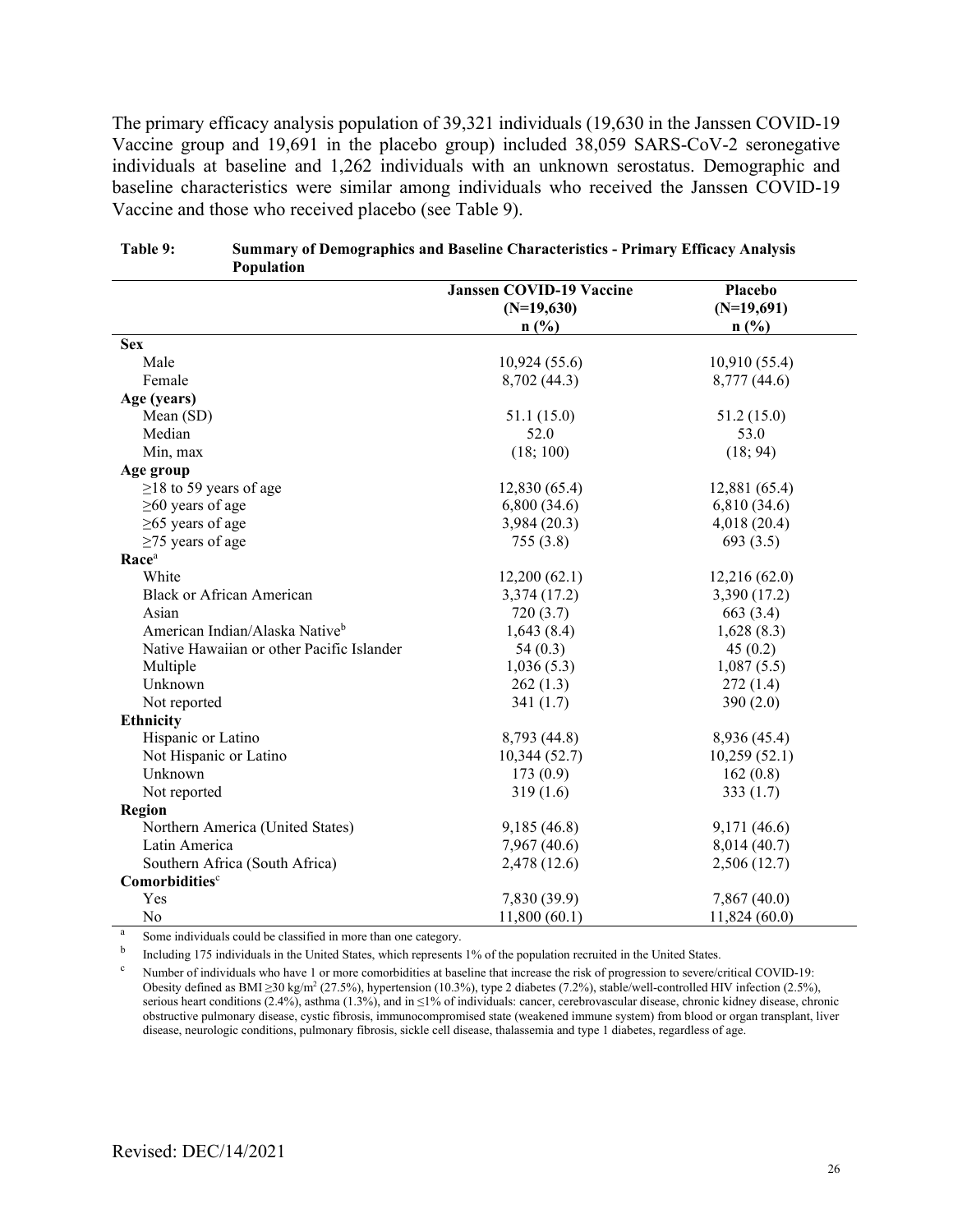The primary efficacy analysis population of 39,321 individuals (19,630 in the Janssen COVID-19 Vaccine group and 19,691 in the placebo group) included 38,059 SARS-CoV-2 seronegative individuals at baseline and 1,262 individuals with an unknown serostatus. Demographic and baseline characteristics were similar among individuals who received the Janssen COVID-19 Vaccine and those who received placebo (see Table 9).

**Table 9: Summary of Demographics and Baseline Characteristics - Primary Efficacy Analysis Population**

| | Janssen COVID-19 Vaccine (N=19,630) n (%) | Placebo (N=19,691) n (%) |
|---|---|---|
| **Sex** | | |
| Male | 10,924 (55.6) | 10,910 (55.4) |
| Female | 8,702 (44.3) | 8,777 (44.6) |
| **Age (years)** | | |
| Mean (SD) | 51.1 (15.0) | 51.2 (15.0) |
| Median | 52.0 | 53.0 |
| Min, max | (18; 100) | (18; 94) |
| **Age group** | | |
| ≥18 to 59 years of age | 12,830 (65.4) | 12,881 (65.4) |
| ≥60 years of age | 6,800 (34.6) | 6,810 (34.6) |
| ≥65 years of age | 3,984 (20.3) | 4,018 (20.4) |
| ≥75 years of age | 755 (3.8) | 693 (3.5) |
| **Race**[a] | | |
| White | 12,200 (62.1) | 12,216 (62.0) |
| Black or African American | 3,374 (17.2) | 3,390 (17.2) |
| Asian | 720 (3.7) | 663 (3.4) |
| American Indian/Alaska Native[b] | 1,643 (8.4) | 1,628 (8.3) |
| Native Hawaiian or other Pacific Islander | 54 (0.3) | 45 (0.2) |
| Multiple | 1,036 (5.3) | 1,087 (5.5) |
| Unknown | 262 (1.3) | 272 (1.4) |
| Not reported | 341 (1.7) | 390 (2.0) |
| **Ethnicity** | | |
| Hispanic or Latino | 8,793 (44.8) | 8,936 (45.4) |
| Not Hispanic or Latino | 10,344 (52.7) | 10,259 (52.1) |
| Unknown | 173 (0.9) | 162 (0.8) |
| Not reported | 319 (1.6) | 333 (1.7) |
| **Region** | | |
| Northern America (United States) | 9,185 (46.8) | 9,171 (46.6) |
| Latin America | 7,967 (40.6) | 8,014 (40.7) |
| Southern Africa (South Africa) | 2,478 (12.6) | 2,506 (12.7) |
| **Comorbidities**[c] | | |
| Yes | 7,830 (39.9) | 7,867 (40.0) |
| No | 11,800 (60.1) | 11,824 (60.0) |

[a] Some individuals could be classified in more than one category.

[b] Including 175 individuals in the United States, which represents 1% of the population recruited in the United States.

[c] Number of individuals who have 1 or more comorbidities at baseline that increase the risk of progression to severe/critical COVID-19: Obesity defined as BMI ≥30 kg/m$^2$ (27.5%), hypertension (10.3%), type 2 diabetes (7.2%), stable/well-controlled HIV infection (2.5%), serious heart conditions (2.4%), asthma (1.3%), and in ≤1% of individuals: cancer, cerebrovascular disease, chronic kidney disease, chronic obstructive pulmonary disease, cystic fibrosis, immunocompromised state (weakened immune system) from blood or organ transplant, liver disease, neurologic conditions, pulmonary fibrosis, sickle cell disease, thalassemia and type 1 diabetes, regardless of age.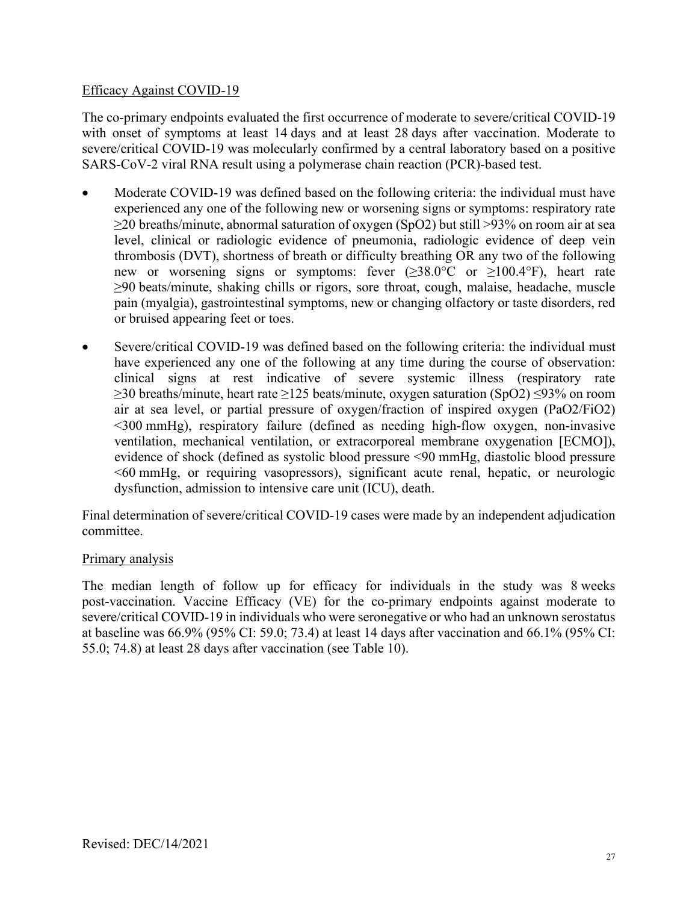Efficacy Against COVID-19

The co-primary endpoints evaluated the first occurrence of moderate to severe/critical COVID-19 with onset of symptoms at least 14 days and at least 28 days after vaccination. Moderate to severe/critical COVID-19 was molecularly confirmed by a central laboratory based on a positive SARS-CoV-2 viral RNA result using a polymerase chain reaction (PCR)-based test.

- Moderate COVID-19 was defined based on the following criteria: the individual must have experienced any one of the following new or worsening signs or symptoms: respiratory rate ≥20 breaths/minute, abnormal saturation of oxygen (SpO2) but still >93% on room air at sea level, clinical or radiologic evidence of pneumonia, radiologic evidence of deep vein thrombosis (DVT), shortness of breath or difficulty breathing OR any two of the following new or worsening signs or symptoms: fever (≥38.0°C or ≥100.4°F), heart rate ≥90 beats/minute, shaking chills or rigors, sore throat, cough, malaise, headache, muscle pain (myalgia), gastrointestinal symptoms, new or changing olfactory or taste disorders, red or bruised appearing feet or toes.

- Severe/critical COVID-19 was defined based on the following criteria: the individual must have experienced any one of the following at any time during the course of observation: clinical signs at rest indicative of severe systemic illness (respiratory rate ≥30 breaths/minute, heart rate ≥125 beats/minute, oxygen saturation (SpO2) ≤93% on room air at sea level, or partial pressure of oxygen/fraction of inspired oxygen (PaO2/FiO2) <300 mmHg), respiratory failure (defined as needing high-flow oxygen, non-invasive ventilation, mechanical ventilation, or extracorporeal membrane oxygenation [ECMO]), evidence of shock (defined as systolic blood pressure <90 mmHg, diastolic blood pressure <60 mmHg, or requiring vasopressors), significant acute renal, hepatic, or neurologic dysfunction, admission to intensive care unit (ICU), death.

Final determination of severe/critical COVID-19 cases were made by an independent adjudication committee.

Primary analysis

The median length of follow up for efficacy for individuals in the study was 8 weeks post-vaccination. Vaccine Efficacy (VE) for the co-primary endpoints against moderate to severe/critical COVID-19 in individuals who were seronegative or who had an unknown serostatus at baseline was 66.9% (95% CI: 59.0; 73.4) at least 14 days after vaccination and 66.1% (95% CI: 55.0; 74.8) at least 28 days after vaccination (see Table 10).

Revised: DEC/14/2021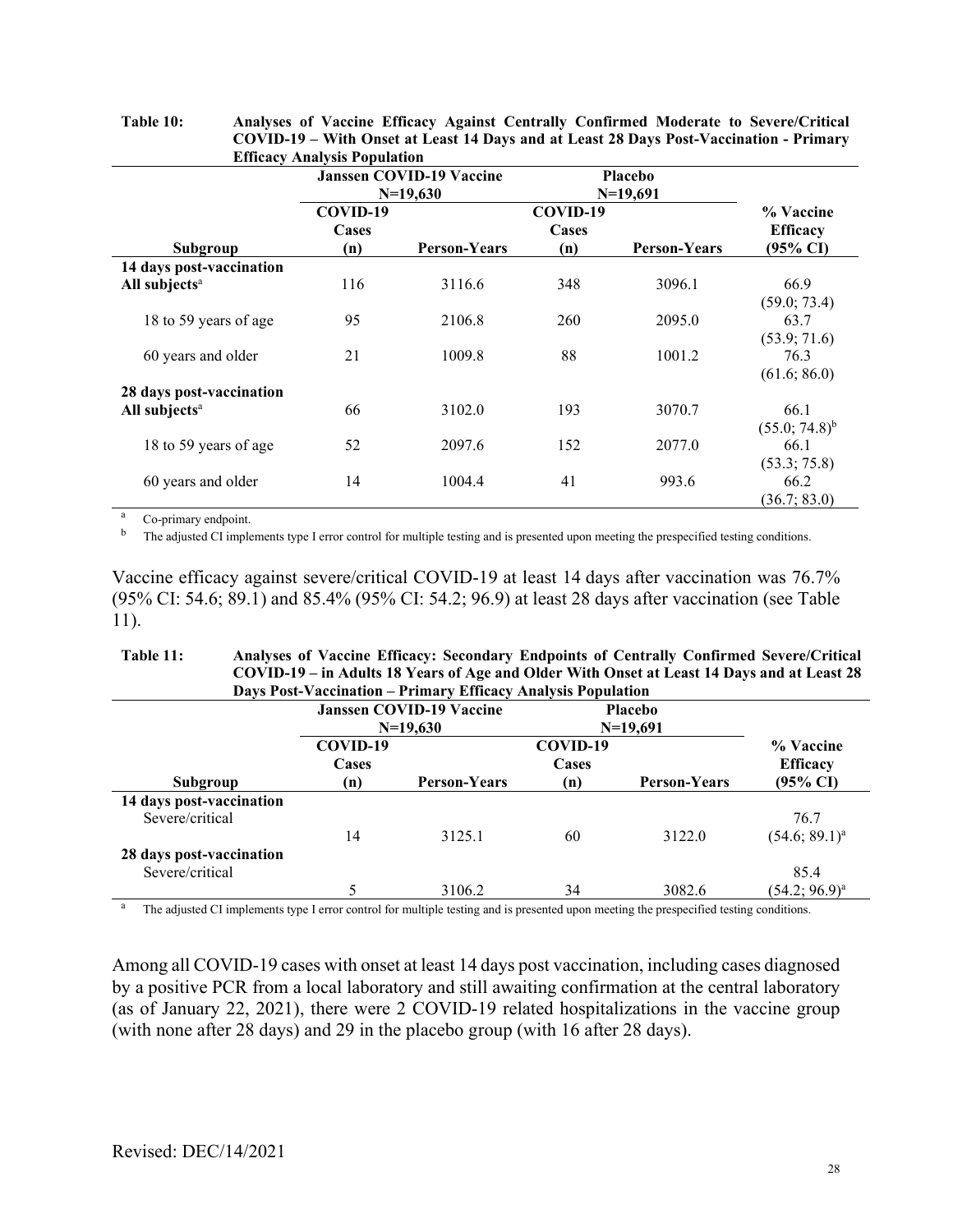**Table 10: Analyses of Vaccine Efficacy Against Centrally Confirmed Moderate to Severe/Critical COVID-19 – With Onset at Least 14 Days and at Least 28 Days Post-Vaccination - Primary Efficacy Analysis Population**

| | Janssen COVID-19 Vaccine N=19,630 | | Placebo N=19,691 | | |
|---|---|---|---|---|---|
| **Subgroup** | **COVID-19 Cases (n)** | **Person-Years** | **COVID-19 Cases (n)** | **Person-Years** | **% Vaccine Efficacy (95% CI)** |
| **14 days post-vaccination** | | | | | |
| **All subjects**[a] | 116 | 3116.6 | 348 | 3096.1 | 66.9 (59.0; 73.4) |
| 18 to 59 years of age | 95 | 2106.8 | 260 | 2095.0 | 63.7 (53.9; 71.6) |
| 60 years and older | 21 | 1009.8 | 88 | 1001.2 | 76.3 (61.6; 86.0) |
| **28 days post-vaccination** | | | | | |
| **All subjects**[a] | 66 | 3102.0 | 193 | 3070.7 | 66.1 (55.0; 74.8)[b] |
| 18 to 59 years of age | 52 | 2097.6 | 152 | 2077.0 | 66.1 (53.3; 75.8) |
| 60 years and older | 14 | 1004.4 | 41 | 993.6 | 66.2 (36.7; 83.0) |

[a] Co-primary endpoint.
[b] The adjusted CI implements type I error control for multiple testing and is presented upon meeting the prespecified testing conditions.

Vaccine efficacy against severe/critical COVID-19 at least 14 days after vaccination was 76.7% (95% CI: 54.6; 89.1) and 85.4% (95% CI: 54.2; 96.9) at least 28 days after vaccination (see Table 11).

**Table 11: Analyses of Vaccine Efficacy: Secondary Endpoints of Centrally Confirmed Severe/Critical COVID-19 – in Adults 18 Years of Age and Older With Onset at Least 14 Days and at Least 28 Days Post-Vaccination – Primary Efficacy Analysis Population**

| | Janssen COVID-19 Vaccine N=19,630 | | Placebo N=19,691 | | |
|---|---|---|---|---|---|
| **Subgroup** | **COVID-19 Cases (n)** | **Person-Years** | **COVID-19 Cases (n)** | **Person-Years** | **% Vaccine Efficacy (95% CI)** |
| **14 days post-vaccination** | | | | | |
| Severe/critical | 14 | 3125.1 | 60 | 3122.0 | 76.7 (54.6; 89.1)[a] |
| **28 days post-vaccination** | | | | | |
| Severe/critical | 5 | 3106.2 | 34 | 3082.6 | 85.4 (54.2; 96.9)[a] |

[a] The adjusted CI implements type I error control for multiple testing and is presented upon meeting the prespecified testing conditions.

Among all COVID-19 cases with onset at least 14 days post vaccination, including cases diagnosed by a positive PCR from a local laboratory and still awaiting confirmation at the central laboratory (as of January 22, 2021), there were 2 COVID-19 related hospitalizations in the vaccine group (with none after 28 days) and 29 in the placebo group (with 16 after 28 days).

Revised: DEC/14/2021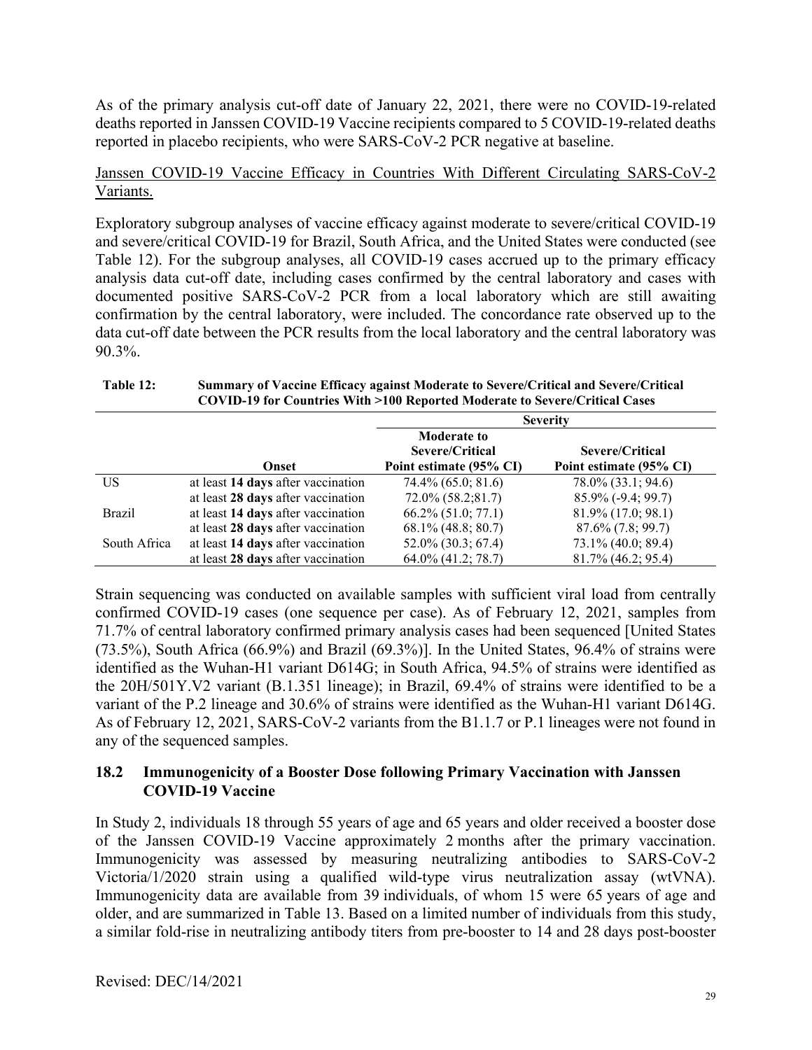As of the primary analysis cut-off date of January 22, 2021, there were no COVID-19-related deaths reported in Janssen COVID-19 Vaccine recipients compared to 5 COVID-19-related deaths reported in placebo recipients, who were SARS-CoV-2 PCR negative at baseline.

Janssen COVID-19 Vaccine Efficacy in Countries With Different Circulating SARS-CoV-2 Variants.

Exploratory subgroup analyses of vaccine efficacy against moderate to severe/critical COVID-19 and severe/critical COVID-19 for Brazil, South Africa, and the United States were conducted (see Table 12). For the subgroup analyses, all COVID-19 cases accrued up to the primary efficacy analysis data cut-off date, including cases confirmed by the central laboratory and cases with documented positive SARS-CoV-2 PCR from a local laboratory which are still awaiting confirmation by the central laboratory, were included. The concordance rate observed up to the data cut-off date between the PCR results from the local laboratory and the central laboratory was 90.3%.

**Table 12: Summary of Vaccine Efficacy against Moderate to Severe/Critical and Severe/Critical COVID-19 for Countries With >100 Reported Moderate to Severe/Critical Cases**

| | | Severity | |
|---|---|---|---|
| | **Onset** | **Moderate to Severe/Critical Point estimate (95% CI)** | **Severe/Critical Point estimate (95% CI)** |
| US | at least **14 days** after vaccination | 74.4% (65.0; 81.6) | 78.0% (33.1; 94.6) |
| | at least **28 days** after vaccination | 72.0% (58.2;81.7) | 85.9% (-9.4; 99.7) |
| Brazil | at least **14 days** after vaccination | 66.2% (51.0; 77.1) | 81.9% (17.0; 98.1) |
| | at least **28 days** after vaccination | 68.1% (48.8; 80.7) | 87.6% (7.8; 99.7) |
| South Africa | at least **14 days** after vaccination | 52.0% (30.3; 67.4) | 73.1% (40.0; 89.4) |
| | at least **28 days** after vaccination | 64.0% (41.2; 78.7) | 81.7% (46.2; 95.4) |

Strain sequencing was conducted on available samples with sufficient viral load from centrally confirmed COVID-19 cases (one sequence per case). As of February 12, 2021, samples from 71.7% of central laboratory confirmed primary analysis cases had been sequenced [United States (73.5%), South Africa (66.9%) and Brazil (69.3%)]. In the United States, 96.4% of strains were identified as the Wuhan-H1 variant D614G; in South Africa, 94.5% of strains were identified as the 20H/501Y.V2 variant (B.1.351 lineage); in Brazil, 69.4% of strains were identified to be a variant of the P.2 lineage and 30.6% of strains were identified as the Wuhan-H1 variant D614G. As of February 12, 2021, SARS-CoV-2 variants from the B1.1.7 or P.1 lineages were not found in any of the sequenced samples.

## 18.2 Immunogenicity of a Booster Dose following Primary Vaccination with Janssen COVID-19 Vaccine

In Study 2, individuals 18 through 55 years of age and 65 years and older received a booster dose of the Janssen COVID-19 Vaccine approximately 2 months after the primary vaccination. Immunogenicity was assessed by measuring neutralizing antibodies to SARS-CoV-2 Victoria/1/2020 strain using a qualified wild-type virus neutralization assay (wtVNA). Immunogenicity data are available from 39 individuals, of whom 15 were 65 years of age and older, and are summarized in Table 13. Based on a limited number of individuals from this study, a similar fold-rise in neutralizing antibody titers from pre-booster to 14 and 28 days post-booster

Revised: DEC/14/2021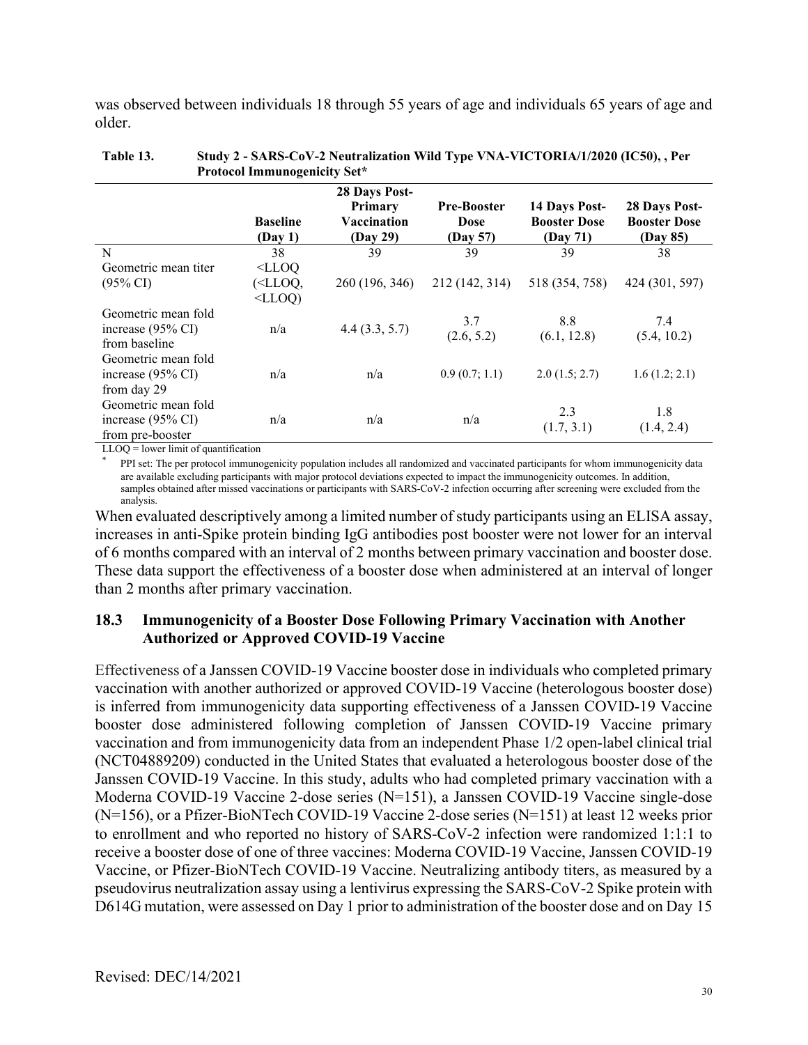was observed between individuals 18 through 55 years of age and individuals 65 years of age and older.

**Table 13. Study 2 - SARS-CoV-2 Neutralization Wild Type VNA-VICTORIA/1/2020 (IC50), , Per Protocol Immunogenicity Set***

| | Baseline (Day 1) | 28 Days Post-Primary Vaccination (Day 29) | Pre-Booster Dose (Day 57) | 14 Days Post-Booster Dose (Day 71) | 28 Days Post-Booster Dose (Day 85) |
|---|---|---|---|---|---|
| N | 38 | 39 | 39 | 39 | 38 |
| Geometric mean titer (95% CI) | <LLOQ (<LLOQ, <LLOQ) | 260 (196, 346) | 212 (142, 314) | 518 (354, 758) | 424 (301, 597) |
| Geometric mean fold increase (95% CI) from baseline | n/a | 4.4 (3.3, 5.7) | 3.7 (2.6, 5.2) | 8.8 (6.1, 12.8) | 7.4 (5.4, 10.2) |
| Geometric mean fold increase (95% CI) from day 29 | n/a | n/a | 0.9 (0.7; 1.1) | 2.0 (1.5; 2.7) | 1.6 (1.2; 2.1) |
| Geometric mean fold increase (95% CI) from pre-booster | n/a | n/a | n/a | 2.3 (1.7, 3.1) | 1.8 (1.4, 2.4) |

LLOQ = lower limit of quantification

\* PPI set: The per protocol immunogenicity population includes all randomized and vaccinated participants for whom immunogenicity data are available excluding participants with major protocol deviations expected to impact the immunogenicity outcomes. In addition, samples obtained after missed vaccinations or participants with SARS-CoV-2 infection occurring after screening were excluded from the analysis.

When evaluated descriptively among a limited number of study participants using an ELISA assay, increases in anti-Spike protein binding IgG antibodies post booster were not lower for an interval of 6 months compared with an interval of 2 months between primary vaccination and booster dose. These data support the effectiveness of a booster dose when administered at an interval of longer than 2 months after primary vaccination.

## 18.3 Immunogenicity of a Booster Dose Following Primary Vaccination with Another Authorized or Approved COVID-19 Vaccine

Effectiveness of a Janssen COVID-19 Vaccine booster dose in individuals who completed primary vaccination with another authorized or approved COVID-19 Vaccine (heterologous booster dose) is inferred from immunogenicity data supporting effectiveness of a Janssen COVID-19 Vaccine booster dose administered following completion of Janssen COVID-19 Vaccine primary vaccination and from immunogenicity data from an independent Phase 1/2 open-label clinical trial (NCT04889209) conducted in the United States that evaluated a heterologous booster dose of the Janssen COVID-19 Vaccine. In this study, adults who had completed primary vaccination with a Moderna COVID-19 Vaccine 2-dose series (N=151), a Janssen COVID-19 Vaccine single-dose (N=156), or a Pfizer-BioNTech COVID-19 Vaccine 2-dose series (N=151) at least 12 weeks prior to enrollment and who reported no history of SARS-CoV-2 infection were randomized 1:1:1 to receive a booster dose of one of three vaccines: Moderna COVID-19 Vaccine, Janssen COVID-19 Vaccine, or Pfizer-BioNTech COVID-19 Vaccine. Neutralizing antibody titers, as measured by a pseudovirus neutralization assay using a lentivirus expressing the SARS-CoV-2 Spike protein with D614G mutation, were assessed on Day 1 prior to administration of the booster dose and on Day 15

Revised: DEC/14/2021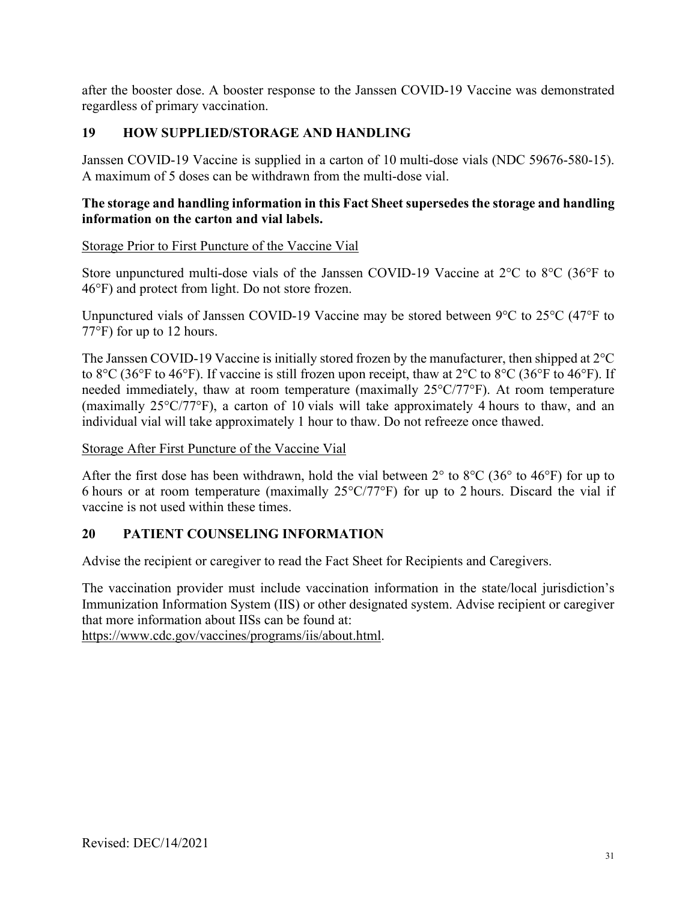after the booster dose. A booster response to the Janssen COVID-19 Vaccine was demonstrated regardless of primary vaccination.

## 19 HOW SUPPLIED/STORAGE AND HANDLING

Janssen COVID-19 Vaccine is supplied in a carton of 10 multi-dose vials (NDC 59676-580-15). A maximum of 5 doses can be withdrawn from the multi-dose vial.

**The storage and handling information in this Fact Sheet supersedes the storage and handling information on the carton and vial labels.**

Storage Prior to First Puncture of the Vaccine Vial

Store unpunctured multi-dose vials of the Janssen COVID-19 Vaccine at 2°C to 8°C (36°F to 46°F) and protect from light. Do not store frozen.

Unpunctured vials of Janssen COVID-19 Vaccine may be stored between 9°C to 25°C (47°F to 77°F) for up to 12 hours.

The Janssen COVID-19 Vaccine is initially stored frozen by the manufacturer, then shipped at 2°C to 8°C (36°F to 46°F). If vaccine is still frozen upon receipt, thaw at 2°C to 8°C (36°F to 46°F). If needed immediately, thaw at room temperature (maximally 25°C/77°F). At room temperature (maximally 25°C/77°F), a carton of 10 vials will take approximately 4 hours to thaw, and an individual vial will take approximately 1 hour to thaw. Do not refreeze once thawed.

Storage After First Puncture of the Vaccine Vial

After the first dose has been withdrawn, hold the vial between 2° to 8°C (36° to 46°F) for up to 6 hours or at room temperature (maximally 25°C/77°F) for up to 2 hours. Discard the vial if vaccine is not used within these times.

## 20 PATIENT COUNSELING INFORMATION

Advise the recipient or caregiver to read the Fact Sheet for Recipients and Caregivers.

The vaccination provider must include vaccination information in the state/local jurisdiction's Immunization Information System (IIS) or other designated system. Advise recipient or caregiver that more information about IISs can be found at:
https://www.cdc.gov/vaccines/programs/iis/about.html.

Revised: DEC/14/2021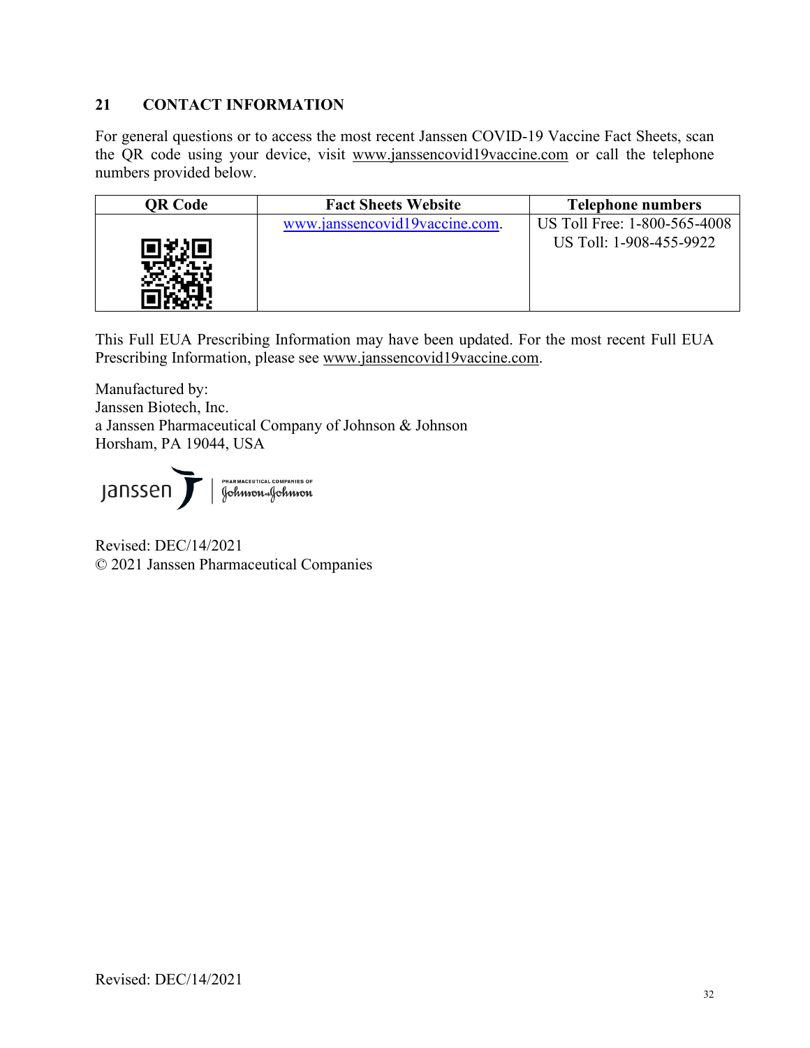## 21 CONTACT INFORMATION

For general questions or to access the most recent Janssen COVID-19 Vaccine Fact Sheets, scan the QR code using your device, visit www.janssencovid19vaccine.com or call the telephone numbers provided below.

| QR Code | Fact Sheets Website | Telephone numbers |
|---|---|---|
| | www.janssencovid19vaccine.com. | US Toll Free: 1-800-565-4008<br>US Toll: 1-908-455-9922 |

This Full EUA Prescribing Information may have been updated. For the most recent Full EUA Prescribing Information, please see www.janssencovid19vaccine.com.

Manufactured by:
Janssen Biotech, Inc.
a Janssen Pharmaceutical Company of Johnson & Johnson
Horsham, PA 19044, USA

janssen | PHARMACEUTICAL COMPANIES OF Johnson & Johnson

Revised: DEC/14/2021
© 2021 Janssen Pharmaceutical Companies